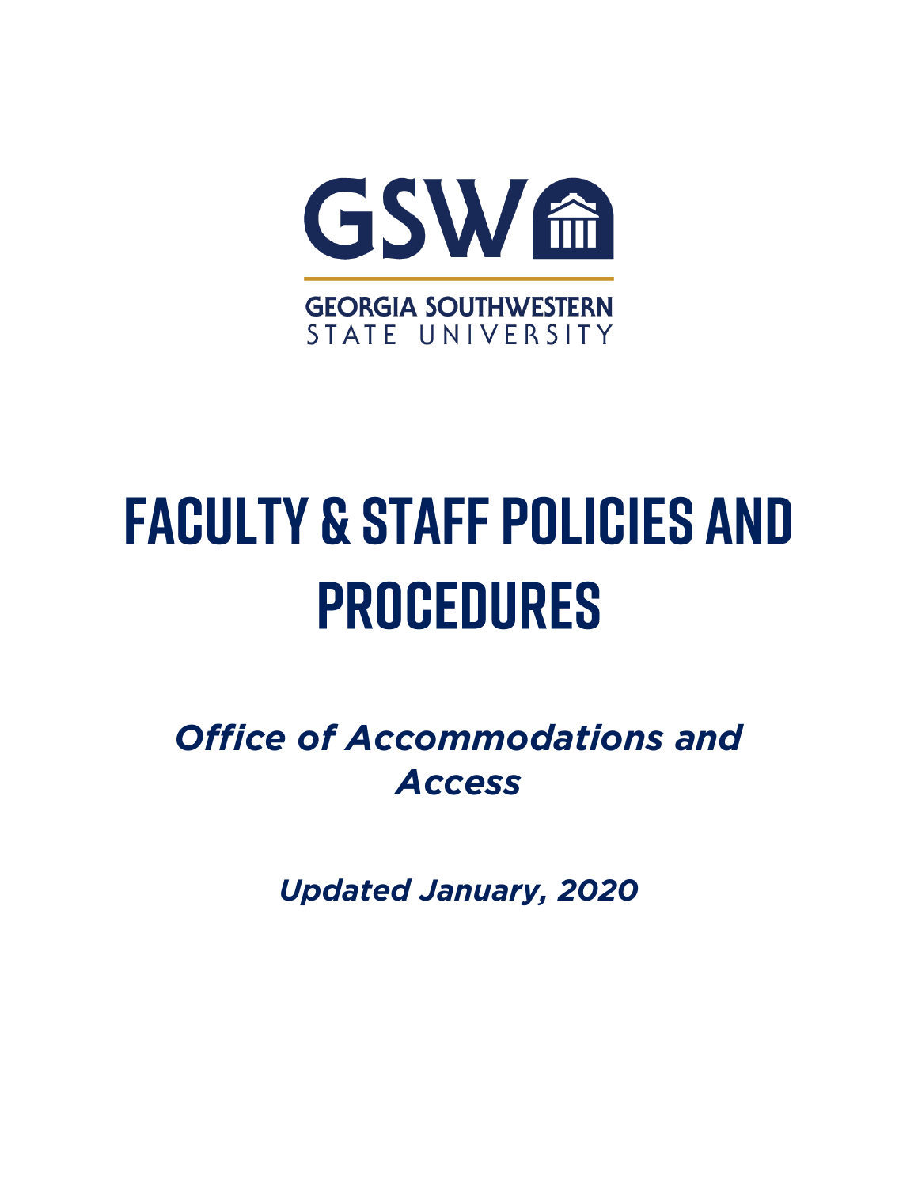GSW

GEORGIA SOUTHWESTERN
STATE UNIVERSITY

# FACULTY & STAFF POLICIES AND PROCEDURES

***Office of Accommodations and Access***

***Updated January, 2020***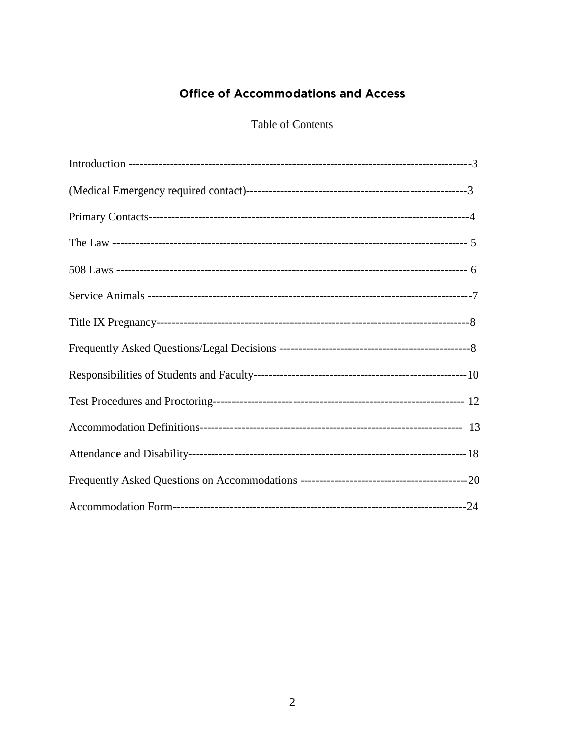# Office of Accommodations and Access

Table of Contents

| Section | Page |
| --- | --- |
| Introduction | 3 |
| (Medical Emergency required contact) | 3 |
| Primary Contacts | 4 |
| The Law | 5 |
| 508 Laws | 6 |
| Service Animals | 7 |
| Title IX Pregnancy | 8 |
| Frequently Asked Questions/Legal Decisions | 8 |
| Responsibilities of Students and Faculty | 10 |
| Test Procedures and Proctoring | 12 |
| Accommodation Definitions | 13 |
| Attendance and Disability | 18 |
| Frequently Asked Questions on Accommodations | 20 |
| Accommodation Form | 24 |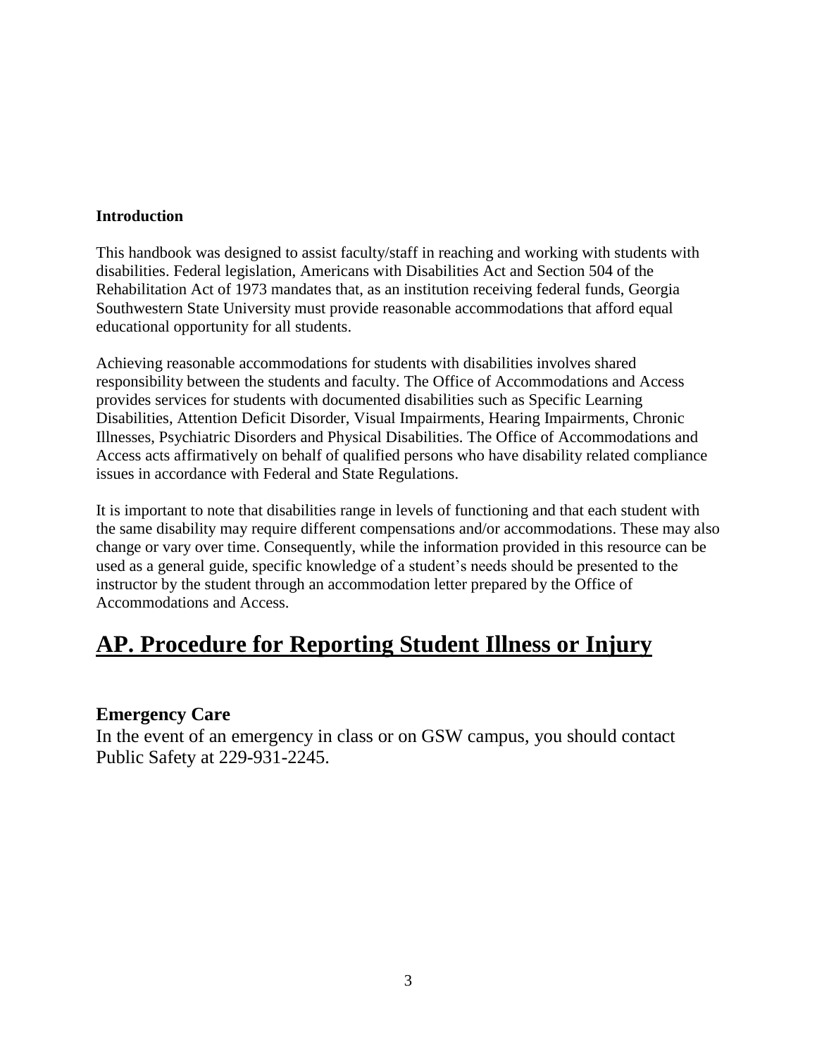**Introduction**

This handbook was designed to assist faculty/staff in reaching and working with students with disabilities. Federal legislation, Americans with Disabilities Act and Section 504 of the Rehabilitation Act of 1973 mandates that, as an institution receiving federal funds, Georgia Southwestern State University must provide reasonable accommodations that afford equal educational opportunity for all students.

Achieving reasonable accommodations for students with disabilities involves shared responsibility between the students and faculty. The Office of Accommodations and Access provides services for students with documented disabilities such as Specific Learning Disabilities, Attention Deficit Disorder, Visual Impairments, Hearing Impairments, Chronic Illnesses, Psychiatric Disorders and Physical Disabilities. The Office of Accommodations and Access acts affirmatively on behalf of qualified persons who have disability related compliance issues in accordance with Federal and State Regulations.

It is important to note that disabilities range in levels of functioning and that each student with the same disability may require different compensations and/or accommodations. These may also change or vary over time. Consequently, while the information provided in this resource can be used as a general guide, specific knowledge of a student's needs should be presented to the instructor by the student through an accommodation letter prepared by the Office of Accommodations and Access.

# AP. Procedure for Reporting Student Illness or Injury

## Emergency Care

In the event of an emergency in class or on GSW campus, you should contact Public Safety at 229-931-2245.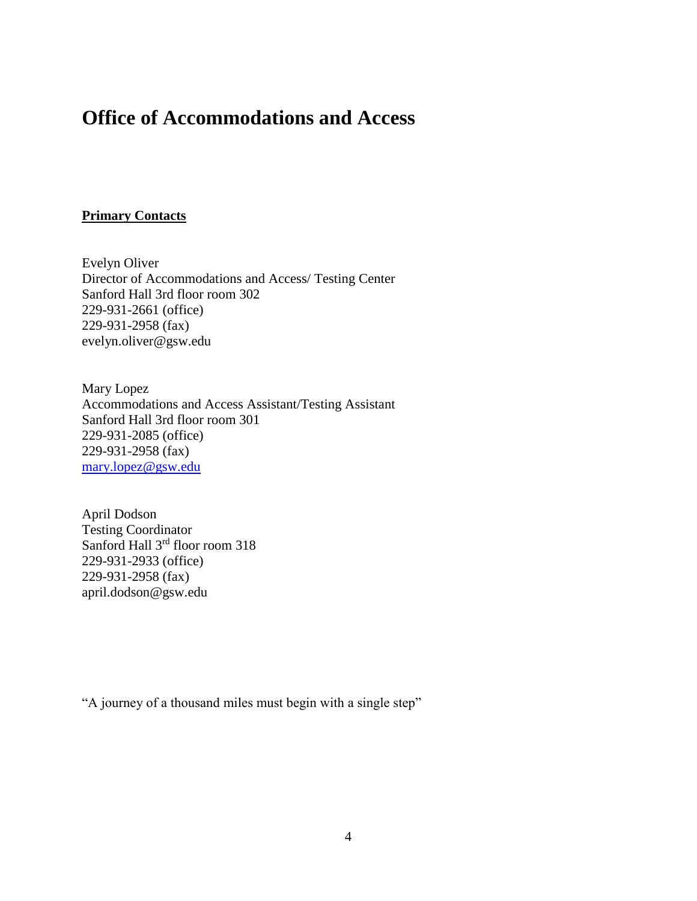# Office of Accommodations and Access

**Primary Contacts**

Evelyn Oliver
Director of Accommodations and Access/ Testing Center
Sanford Hall 3rd floor room 302
229-931-2661 (office)
229-931-2958 (fax)
evelyn.oliver@gsw.edu

Mary Lopez
Accommodations and Access Assistant/Testing Assistant
Sanford Hall 3rd floor room 301
229-931-2085 (office)
229-931-2958 (fax)
mary.lopez@gsw.edu

April Dodson
Testing Coordinator
Sanford Hall 3rd floor room 318
229-931-2933 (office)
229-931-2958 (fax)
april.dodson@gsw.edu

"A journey of a thousand miles must begin with a single step"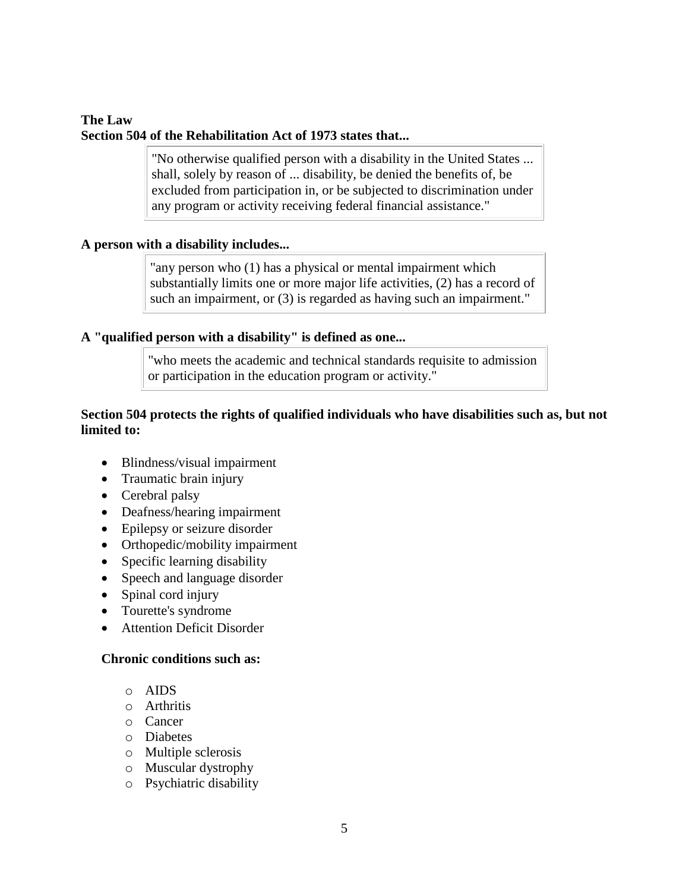**The Law**
**Section 504 of the Rehabilitation Act of 1973 states that...**

> "No otherwise qualified person with a disability in the United States ... shall, solely by reason of ... disability, be denied the benefits of, be excluded from participation in, or be subjected to discrimination under any program or activity receiving federal financial assistance."

**A person with a disability includes...**

> "any person who (1) has a physical or mental impairment which substantially limits one or more major life activities, (2) has a record of such an impairment, or (3) is regarded as having such an impairment."

**A "qualified person with a disability" is defined as one...**

> "who meets the academic and technical standards requisite to admission or participation in the education program or activity."

**Section 504 protects the rights of qualified individuals who have disabilities such as, but not limited to:**

- Blindness/visual impairment
- Traumatic brain injury
- Cerebral palsy
- Deafness/hearing impairment
- Epilepsy or seizure disorder
- Orthopedic/mobility impairment
- Specific learning disability
- Speech and language disorder
- Spinal cord injury
- Tourette's syndrome
- Attention Deficit Disorder

**Chronic conditions such as:**

- AIDS
- Arthritis
- Cancer
- Diabetes
- Multiple sclerosis
- Muscular dystrophy
- Psychiatric disability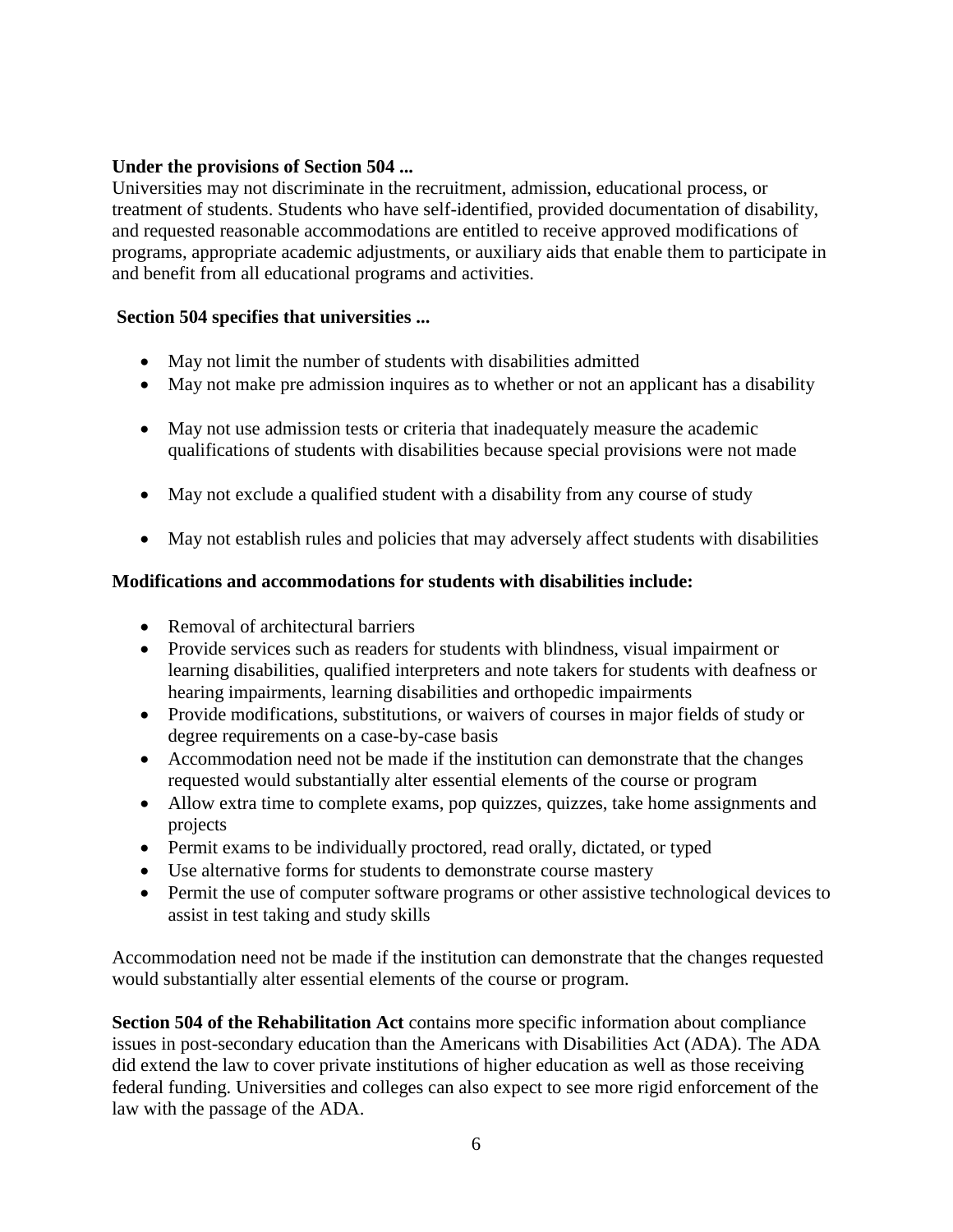**Under the provisions of Section 504 ...**

Universities may not discriminate in the recruitment, admission, educational process, or treatment of students. Students who have self-identified, provided documentation of disability, and requested reasonable accommodations are entitled to receive approved modifications of programs, appropriate academic adjustments, or auxiliary aids that enable them to participate in and benefit from all educational programs and activities.

**Section 504 specifies that universities ...**

- May not limit the number of students with disabilities admitted
- May not make pre admission inquires as to whether or not an applicant has a disability
- May not use admission tests or criteria that inadequately measure the academic qualifications of students with disabilities because special provisions were not made
- May not exclude a qualified student with a disability from any course of study
- May not establish rules and policies that may adversely affect students with disabilities

**Modifications and accommodations for students with disabilities include:**

- Removal of architectural barriers
- Provide services such as readers for students with blindness, visual impairment or learning disabilities, qualified interpreters and note takers for students with deafness or hearing impairments, learning disabilities and orthopedic impairments
- Provide modifications, substitutions, or waivers of courses in major fields of study or degree requirements on a case-by-case basis
- Accommodation need not be made if the institution can demonstrate that the changes requested would substantially alter essential elements of the course or program
- Allow extra time to complete exams, pop quizzes, quizzes, take home assignments and projects
- Permit exams to be individually proctored, read orally, dictated, or typed
- Use alternative forms for students to demonstrate course mastery
- Permit the use of computer software programs or other assistive technological devices to assist in test taking and study skills

Accommodation need not be made if the institution can demonstrate that the changes requested would substantially alter essential elements of the course or program.

**Section 504 of the Rehabilitation Act** contains more specific information about compliance issues in post-secondary education than the Americans with Disabilities Act (ADA). The ADA did extend the law to cover private institutions of higher education as well as those receiving federal funding. Universities and colleges can also expect to see more rigid enforcement of the law with the passage of the ADA.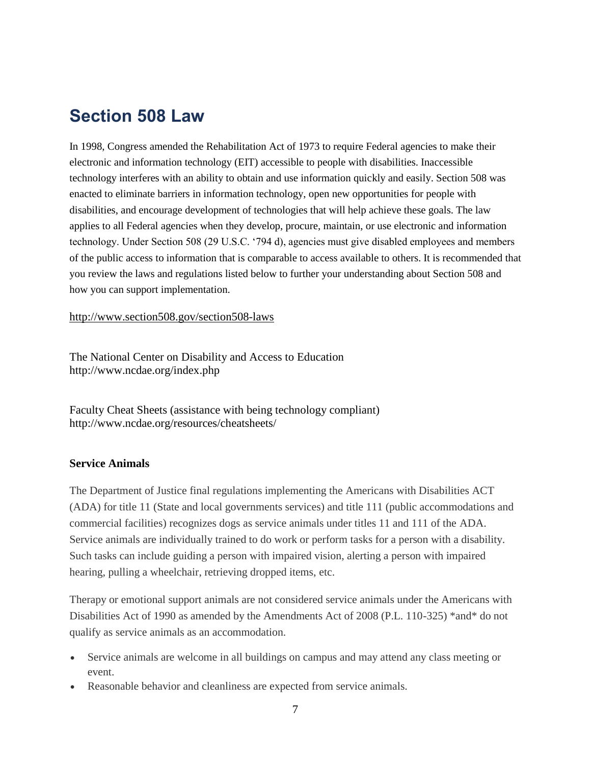## Section 508 Law

In 1998, Congress amended the Rehabilitation Act of 1973 to require Federal agencies to make their electronic and information technology (EIT) accessible to people with disabilities. Inaccessible technology interferes with an ability to obtain and use information quickly and easily. Section 508 was enacted to eliminate barriers in information technology, open new opportunities for people with disabilities, and encourage development of technologies that will help achieve these goals. The law applies to all Federal agencies when they develop, procure, maintain, or use electronic and information technology. Under Section 508 (29 U.S.C. '794 d), agencies must give disabled employees and members of the public access to information that is comparable to access available to others. It is recommended that you review the laws and regulations listed below to further your understanding about Section 508 and how you can support implementation.

http://www.section508.gov/section508-laws

The National Center on Disability and Access to Education
http://www.ncdae.org/index.php

Faculty Cheat Sheets (assistance with being technology compliant)
http://www.ncdae.org/resources/cheatsheets/

**Service Animals**

The Department of Justice final regulations implementing the Americans with Disabilities ACT (ADA) for title 11 (State and local governments services) and title 111 (public accommodations and commercial facilities) recognizes dogs as service animals under titles 11 and 111 of the ADA. Service animals are individually trained to do work or perform tasks for a person with a disability. Such tasks can include guiding a person with impaired vision, alerting a person with impaired hearing, pulling a wheelchair, retrieving dropped items, etc.

Therapy or emotional support animals are not considered service animals under the Americans with Disabilities Act of 1990 as amended by the Amendments Act of 2008 (P.L. 110-325) *and* do not qualify as service animals as an accommodation.

- Service animals are welcome in all buildings on campus and may attend any class meeting or event.
- Reasonable behavior and cleanliness are expected from service animals.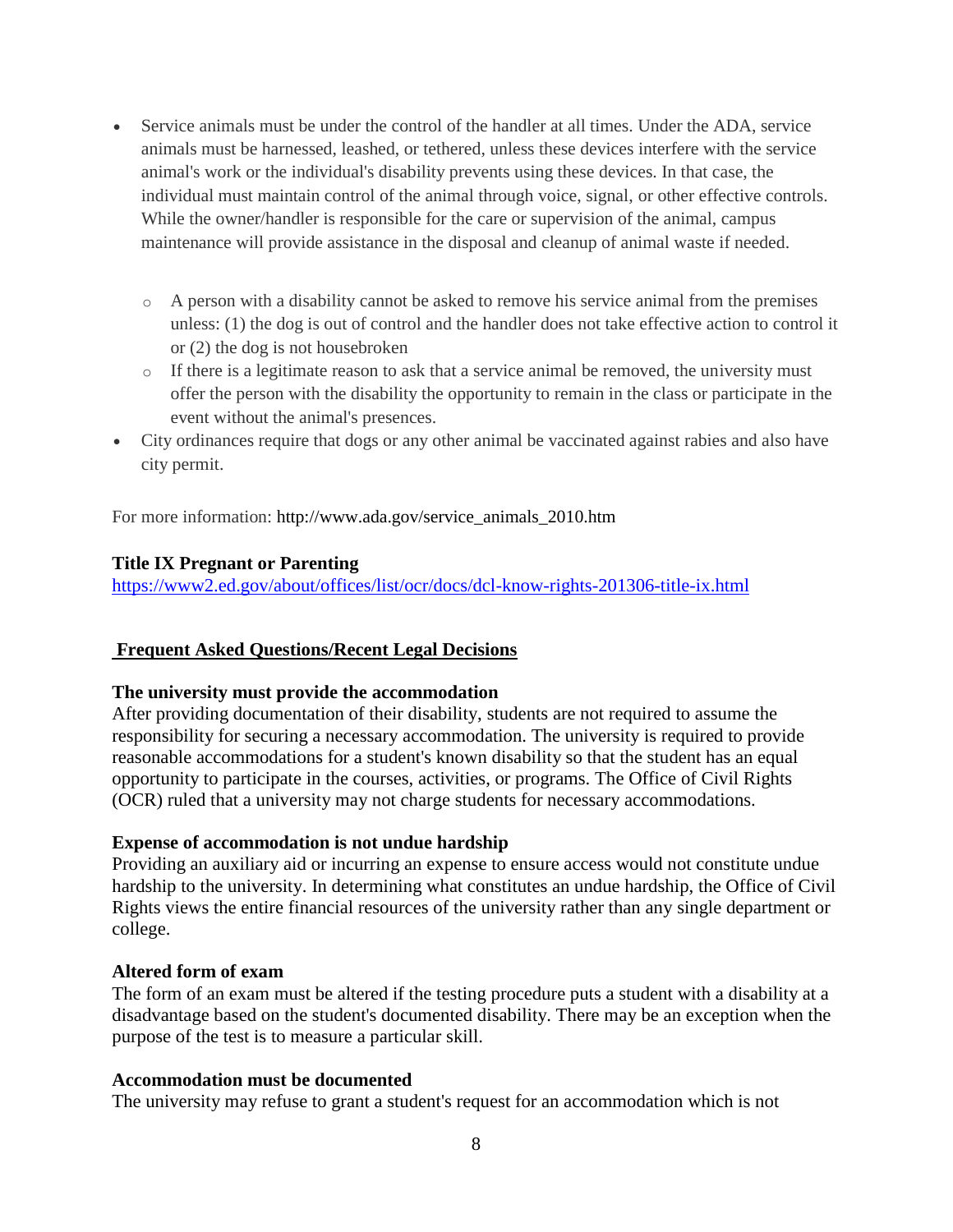- Service animals must be under the control of the handler at all times. Under the ADA, service animals must be harnessed, leashed, or tethered, unless these devices interfere with the service animal's work or the individual's disability prevents using these devices. In that case, the individual must maintain control of the animal through voice, signal, or other effective controls. While the owner/handler is responsible for the care or supervision of the animal, campus maintenance will provide assistance in the disposal and cleanup of animal waste if needed.
  - A person with a disability cannot be asked to remove his service animal from the premises unless: (1) the dog is out of control and the handler does not take effective action to control it or (2) the dog is not housebroken
  - If there is a legitimate reason to ask that a service animal be removed, the university must offer the person with the disability the opportunity to remain in the class or participate in the event without the animal's presences.
- City ordinances require that dogs or any other animal be vaccinated against rabies and also have city permit.

For more information: http://www.ada.gov/service_animals_2010.htm

**Title IX Pregnant or Parenting**
https://www2.ed.gov/about/offices/list/ocr/docs/dcl-know-rights-201306-title-ix.html

## Frequent Asked Questions/Recent Legal Decisions

**The university must provide the accommodation**
After providing documentation of their disability, students are not required to assume the responsibility for securing a necessary accommodation. The university is required to provide reasonable accommodations for a student's known disability so that the student has an equal opportunity to participate in the courses, activities, or programs. The Office of Civil Rights (OCR) ruled that a university may not charge students for necessary accommodations.

**Expense of accommodation is not undue hardship**
Providing an auxiliary aid or incurring an expense to ensure access would not constitute undue hardship to the university. In determining what constitutes an undue hardship, the Office of Civil Rights views the entire financial resources of the university rather than any single department or college.

**Altered form of exam**
The form of an exam must be altered if the testing procedure puts a student with a disability at a disadvantage based on the student's documented disability. There may be an exception when the purpose of the test is to measure a particular skill.

**Accommodation must be documented**
The university may refuse to grant a student's request for an accommodation which is not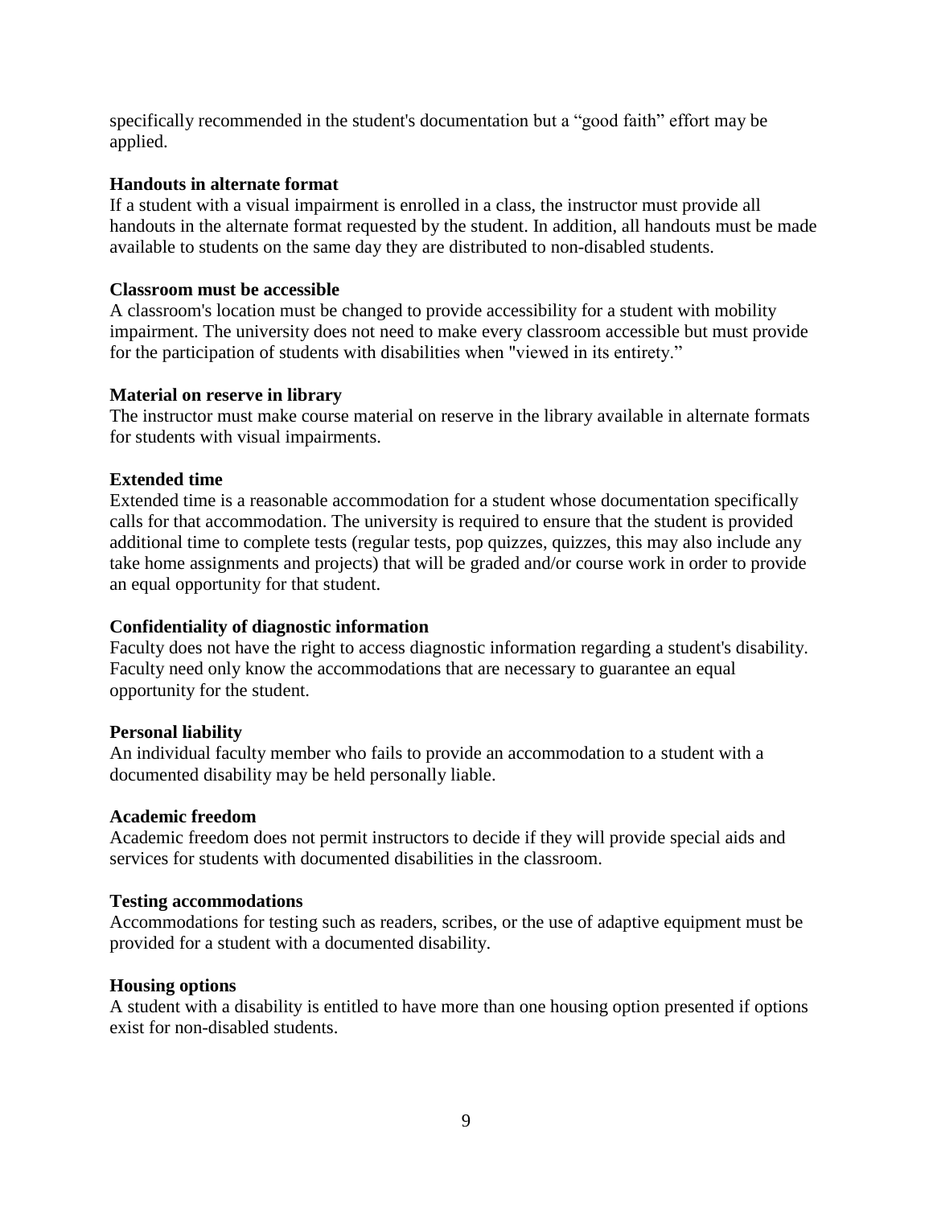specifically recommended in the student's documentation but a “good faith” effort may be applied.

**Handouts in alternate format**
If a student with a visual impairment is enrolled in a class, the instructor must provide all handouts in the alternate format requested by the student. In addition, all handouts must be made available to students on the same day they are distributed to non-disabled students.

**Classroom must be accessible**
A classroom's location must be changed to provide accessibility for a student with mobility impairment. The university does not need to make every classroom accessible but must provide for the participation of students with disabilities when "viewed in its entirety.”

**Material on reserve in library**
The instructor must make course material on reserve in the library available in alternate formats for students with visual impairments.

**Extended time**
Extended time is a reasonable accommodation for a student whose documentation specifically calls for that accommodation. The university is required to ensure that the student is provided additional time to complete tests (regular tests, pop quizzes, quizzes, this may also include any take home assignments and projects) that will be graded and/or course work in order to provide an equal opportunity for that student.

**Confidentiality of diagnostic information**
Faculty does not have the right to access diagnostic information regarding a student's disability. Faculty need only know the accommodations that are necessary to guarantee an equal opportunity for the student.

**Personal liability**
An individual faculty member who fails to provide an accommodation to a student with a documented disability may be held personally liable.

**Academic freedom**
Academic freedom does not permit instructors to decide if they will provide special aids and services for students with documented disabilities in the classroom.

**Testing accommodations**
Accommodations for testing such as readers, scribes, or the use of adaptive equipment must be provided for a student with a documented disability.

**Housing options**
A student with a disability is entitled to have more than one housing option presented if options exist for non-disabled students.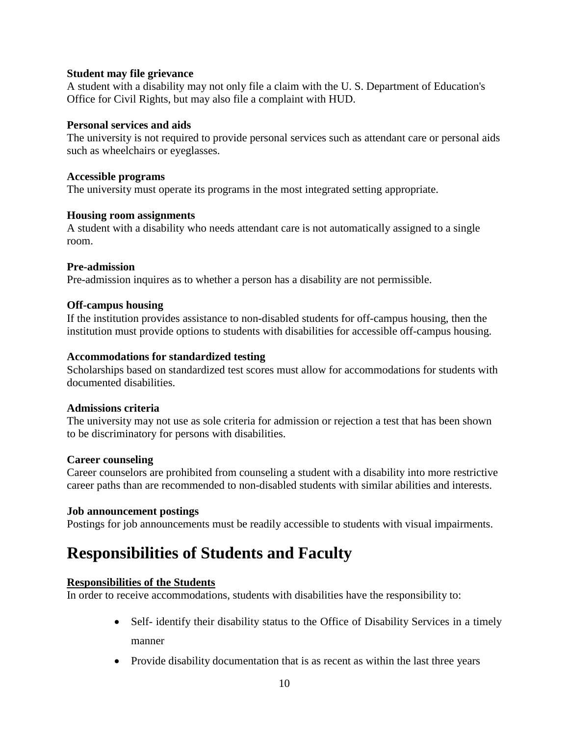**Student may file grievance**
A student with a disability may not only file a claim with the U. S. Department of Education's Office for Civil Rights, but may also file a complaint with HUD.

**Personal services and aids**
The university is not required to provide personal services such as attendant care or personal aids such as wheelchairs or eyeglasses.

**Accessible programs**
The university must operate its programs in the most integrated setting appropriate.

**Housing room assignments**
A student with a disability who needs attendant care is not automatically assigned to a single room.

**Pre-admission**
Pre-admission inquires as to whether a person has a disability are not permissible.

**Off-campus housing**
If the institution provides assistance to non-disabled students for off-campus housing, then the institution must provide options to students with disabilities for accessible off-campus housing.

**Accommodations for standardized testing**
Scholarships based on standardized test scores must allow for accommodations for students with documented disabilities.

**Admissions criteria**
The university may not use as sole criteria for admission or rejection a test that has been shown to be discriminatory for persons with disabilities.

**Career counseling**
Career counselors are prohibited from counseling a student with a disability into more restrictive career paths than are recommended to non-disabled students with similar abilities and interests.

**Job announcement postings**
Postings for job announcements must be readily accessible to students with visual impairments.

# Responsibilities of Students and Faculty

**Responsibilities of the Students**
In order to receive accommodations, students with disabilities have the responsibility to:

- Self- identify their disability status to the Office of Disability Services in a timely manner
- Provide disability documentation that is as recent as within the last three years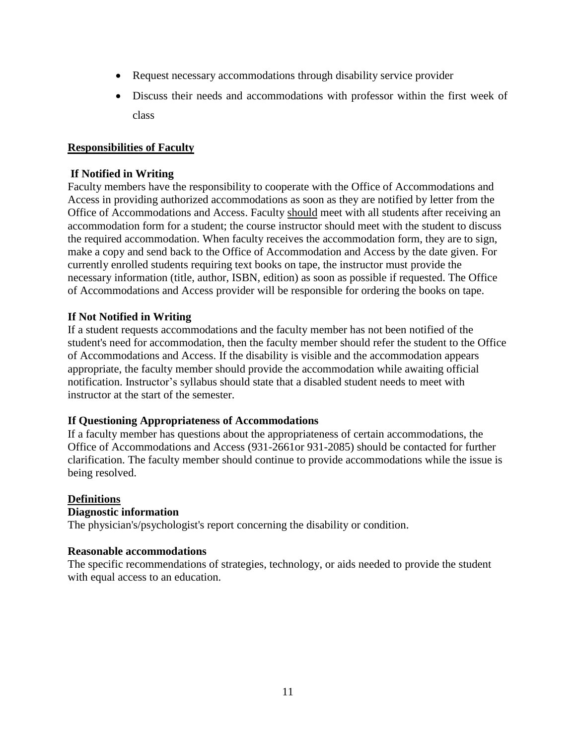- Request necessary accommodations through disability service provider
- Discuss their needs and accommodations with professor within the first week of class

## Responsibilities of Faculty

### If Notified in Writing

Faculty members have the responsibility to cooperate with the Office of Accommodations and Access in providing authorized accommodations as soon as they are notified by letter from the Office of Accommodations and Access. Faculty should meet with all students after receiving an accommodation form for a student; the course instructor should meet with the student to discuss the required accommodation. When faculty receives the accommodation form, they are to sign, make a copy and send back to the Office of Accommodation and Access by the date given. For currently enrolled students requiring text books on tape, the instructor must provide the necessary information (title, author, ISBN, edition) as soon as possible if requested. The Office of Accommodations and Access provider will be responsible for ordering the books on tape.

### If Not Notified in Writing

If a student requests accommodations and the faculty member has not been notified of the student's need for accommodation, then the faculty member should refer the student to the Office of Accommodations and Access. If the disability is visible and the accommodation appears appropriate, the faculty member should provide the accommodation while awaiting official notification. Instructor's syllabus should state that a disabled student needs to meet with instructor at the start of the semester.

### If Questioning Appropriateness of Accommodations

If a faculty member has questions about the appropriateness of certain accommodations, the Office of Accommodations and Access (931-2661or 931-2085) should be contacted for further clarification. The faculty member should continue to provide accommodations while the issue is being resolved.

## Definitions

### Diagnostic information

The physician's/psychologist's report concerning the disability or condition.

### Reasonable accommodations

The specific recommendations of strategies, technology, or aids needed to provide the student with equal access to an education.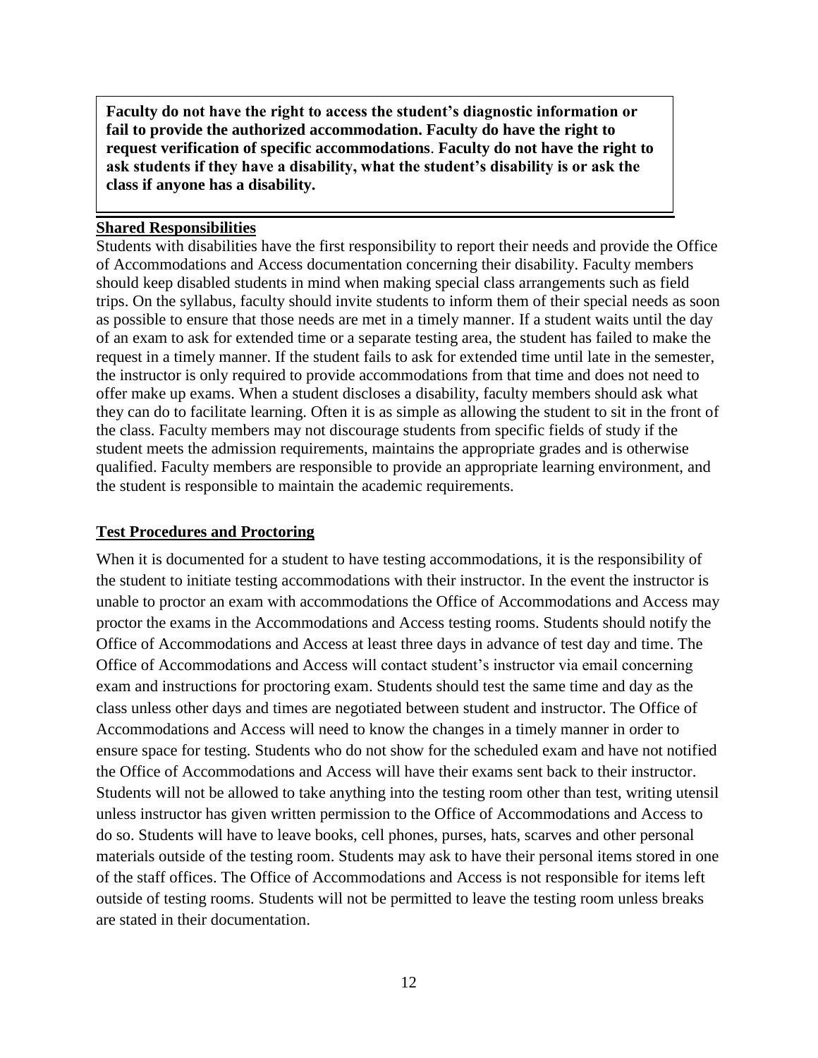**Faculty do not have the right to access the student's diagnostic information or fail to provide the authorized accommodation. Faculty do have the right to request verification of specific accommodations. Faculty do not have the right to ask students if they have a disability, what the student's disability is or ask the class if anyone has a disability.**

## Shared Responsibilities

Students with disabilities have the first responsibility to report their needs and provide the Office of Accommodations and Access documentation concerning their disability. Faculty members should keep disabled students in mind when making special class arrangements such as field trips. On the syllabus, faculty should invite students to inform them of their special needs as soon as possible to ensure that those needs are met in a timely manner. If a student waits until the day of an exam to ask for extended time or a separate testing area, the student has failed to make the request in a timely manner. If the student fails to ask for extended time until late in the semester, the instructor is only required to provide accommodations from that time and does not need to offer make up exams. When a student discloses a disability, faculty members should ask what they can do to facilitate learning. Often it is as simple as allowing the student to sit in the front of the class. Faculty members may not discourage students from specific fields of study if the student meets the admission requirements, maintains the appropriate grades and is otherwise qualified. Faculty members are responsible to provide an appropriate learning environment, and the student is responsible to maintain the academic requirements.

## Test Procedures and Proctoring

When it is documented for a student to have testing accommodations, it is the responsibility of the student to initiate testing accommodations with their instructor. In the event the instructor is unable to proctor an exam with accommodations the Office of Accommodations and Access may proctor the exams in the Accommodations and Access testing rooms. Students should notify the Office of Accommodations and Access at least three days in advance of test day and time. The Office of Accommodations and Access will contact student's instructor via email concerning exam and instructions for proctoring exam. Students should test the same time and day as the class unless other days and times are negotiated between student and instructor. The Office of Accommodations and Access will need to know the changes in a timely manner in order to ensure space for testing. Students who do not show for the scheduled exam and have not notified the Office of Accommodations and Access will have their exams sent back to their instructor. Students will not be allowed to take anything into the testing room other than test, writing utensil unless instructor has given written permission to the Office of Accommodations and Access to do so. Students will have to leave books, cell phones, purses, hats, scarves and other personal materials outside of the testing room. Students may ask to have their personal items stored in one of the staff offices. The Office of Accommodations and Access is not responsible for items left outside of testing rooms. Students will not be permitted to leave the testing room unless breaks are stated in their documentation.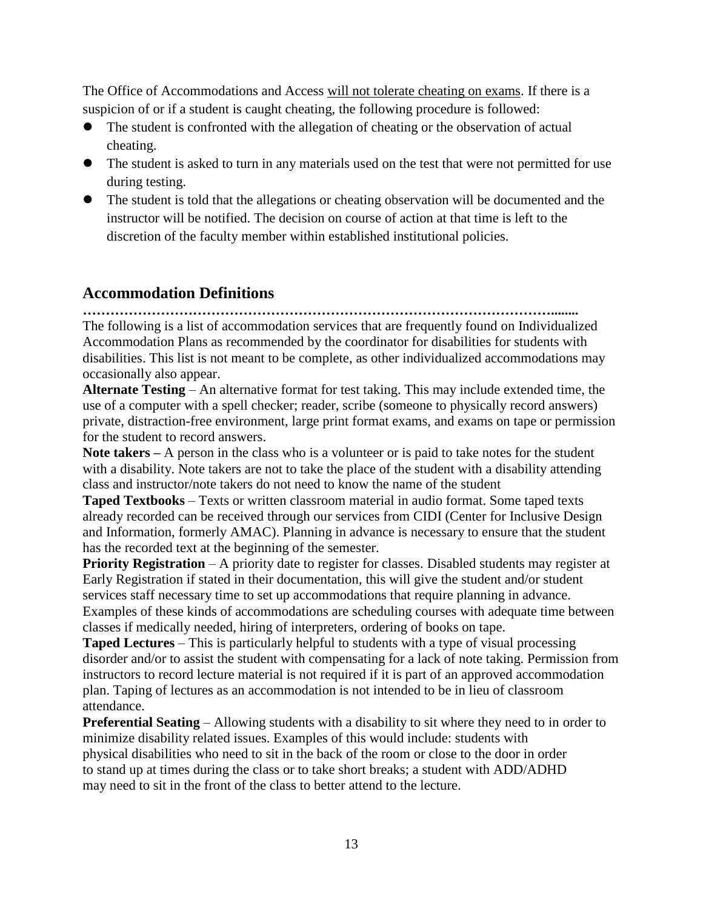The Office of Accommodations and Access <u>will not tolerate cheating on exams</u>. If there is a suspicion of or if a student is caught cheating, the following procedure is followed:

- The student is confronted with the allegation of cheating or the observation of actual cheating.
- The student is asked to turn in any materials used on the test that were not permitted for use during testing.
- The student is told that the allegations or cheating observation will be documented and the instructor will be notified. The decision on course of action at that time is left to the discretion of the faculty member within established institutional policies.

## Accommodation Definitions

**…………………………………………………………………………………………........**

The following is a list of accommodation services that are frequently found on Individualized Accommodation Plans as recommended by the coordinator for disabilities for students with disabilities. This list is not meant to be complete, as other individualized accommodations may occasionally also appear.

**Alternate Testing** – An alternative format for test taking. This may include extended time, the use of a computer with a spell checker; reader, scribe (someone to physically record answers) private, distraction-free environment, large print format exams, and exams on tape or permission for the student to record answers.

**Note takers –** A person in the class who is a volunteer or is paid to take notes for the student with a disability. Note takers are not to take the place of the student with a disability attending class and instructor/note takers do not need to know the name of the student

**Taped Textbooks** – Texts or written classroom material in audio format. Some taped texts already recorded can be received through our services from CIDI (Center for Inclusive Design and Information, formerly AMAC). Planning in advance is necessary to ensure that the student has the recorded text at the beginning of the semester.

**Priority Registration** – A priority date to register for classes. Disabled students may register at Early Registration if stated in their documentation, this will give the student and/or student services staff necessary time to set up accommodations that require planning in advance. Examples of these kinds of accommodations are scheduling courses with adequate time between classes if medically needed, hiring of interpreters, ordering of books on tape.

**Taped Lectures** – This is particularly helpful to students with a type of visual processing disorder and/or to assist the student with compensating for a lack of note taking. Permission from instructors to record lecture material is not required if it is part of an approved accommodation plan. Taping of lectures as an accommodation is not intended to be in lieu of classroom attendance.

**Preferential Seating** – Allowing students with a disability to sit where they need to in order to minimize disability related issues. Examples of this would include: students with physical disabilities who need to sit in the back of the room or close to the door in order to stand up at times during the class or to take short breaks; a student with ADD/ADHD may need to sit in the front of the class to better attend to the lecture.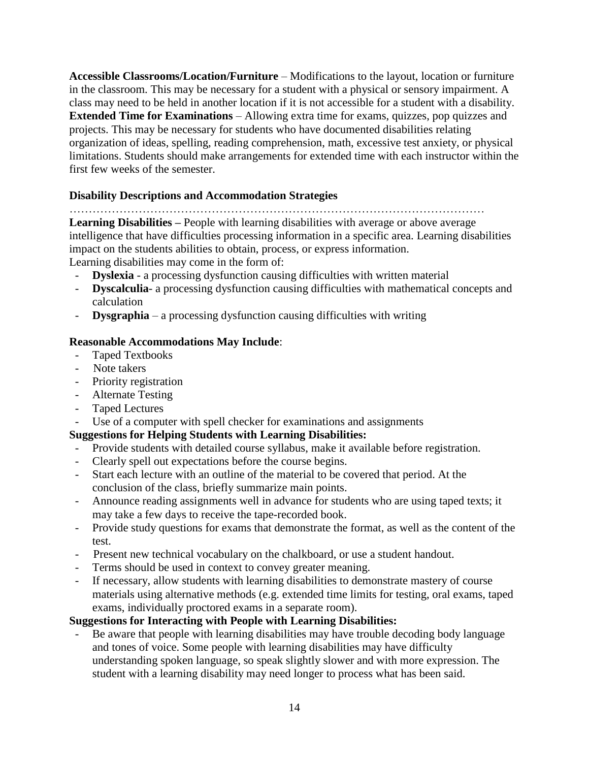**Accessible Classrooms/Location/Furniture** – Modifications to the layout, location or furniture in the classroom. This may be necessary for a student with a physical or sensory impairment. A class may need to be held in another location if it is not accessible for a student with a disability.
**Extended Time for Examinations** – Allowing extra time for exams, quizzes, pop quizzes and projects. This may be necessary for students who have documented disabilities relating organization of ideas, spelling, reading comprehension, math, excessive test anxiety, or physical limitations. Students should make arrangements for extended time with each instructor within the first few weeks of the semester.

### Disability Descriptions and Accommodation Strategies

………………………………………………………………………………………………

**Learning Disabilities –** People with learning disabilities with average or above average intelligence that have difficulties processing information in a specific area. Learning disabilities impact on the students abilities to obtain, process, or express information.
Learning disabilities may come in the form of:

- **Dyslexia** - a processing dysfunction causing difficulties with written material
- **Dyscalculia**- a processing dysfunction causing difficulties with mathematical concepts and calculation
- **Dysgraphia** – a processing dysfunction causing difficulties with writing

**Reasonable Accommodations May Include**:

- Taped Textbooks
- Note takers
- Priority registration
- Alternate Testing
- Taped Lectures
- Use of a computer with spell checker for examinations and assignments

**Suggestions for Helping Students with Learning Disabilities:**

- Provide students with detailed course syllabus, make it available before registration.
- Clearly spell out expectations before the course begins.
- Start each lecture with an outline of the material to be covered that period. At the conclusion of the class, briefly summarize main points.
- Announce reading assignments well in advance for students who are using taped texts; it may take a few days to receive the tape-recorded book.
- Provide study questions for exams that demonstrate the format, as well as the content of the test.
- Present new technical vocabulary on the chalkboard, or use a student handout.
- Terms should be used in context to convey greater meaning.
- If necessary, allow students with learning disabilities to demonstrate mastery of course materials using alternative methods (e.g. extended time limits for testing, oral exams, taped exams, individually proctored exams in a separate room).

**Suggestions for Interacting with People with Learning Disabilities:**

- Be aware that people with learning disabilities may have trouble decoding body language and tones of voice. Some people with learning disabilities may have difficulty understanding spoken language, so speak slightly slower and with more expression. The student with a learning disability may need longer to process what has been said.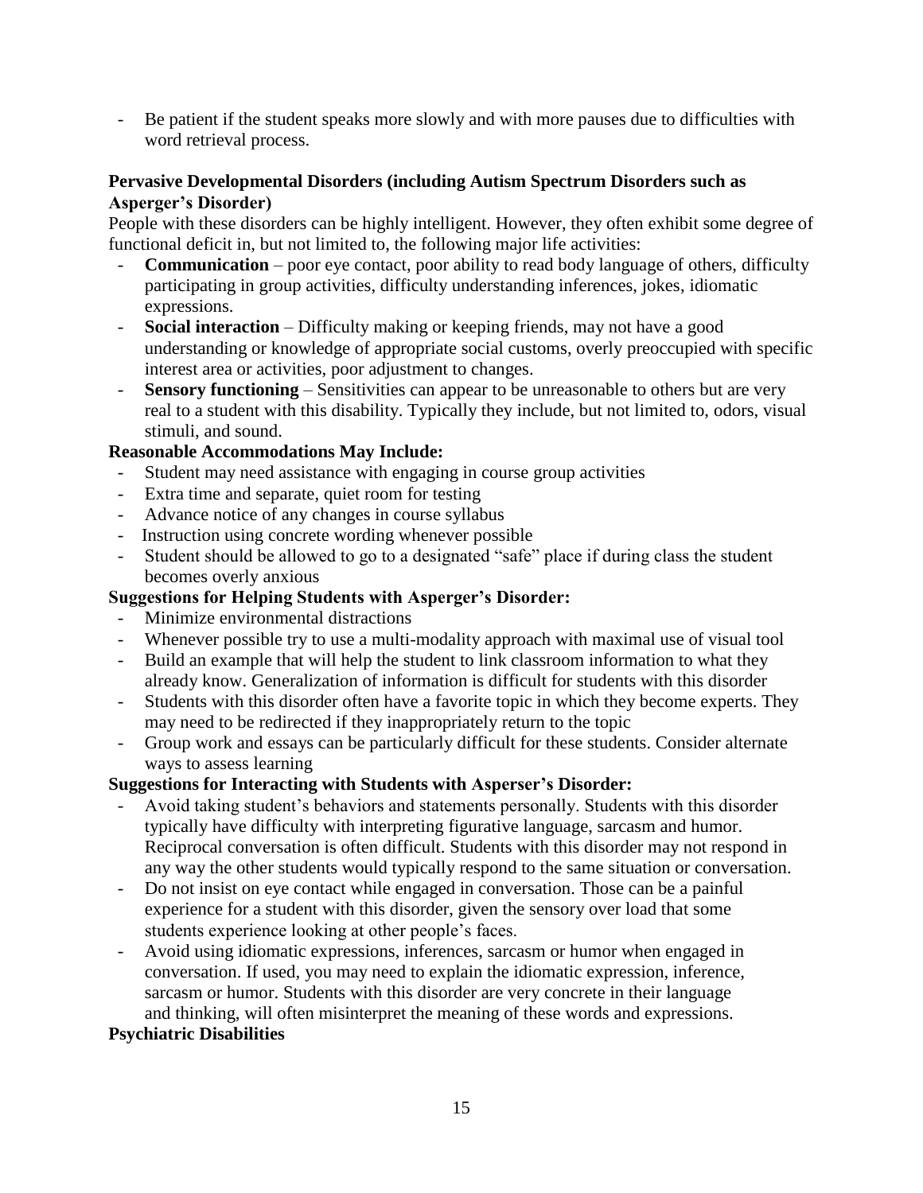- Be patient if the student speaks more slowly and with more pauses due to difficulties with word retrieval process.

**Pervasive Developmental Disorders (including Autism Spectrum Disorders such as Asperger's Disorder)**

People with these disorders can be highly intelligent. However, they often exhibit some degree of functional deficit in, but not limited to, the following major life activities:

- **Communication** – poor eye contact, poor ability to read body language of others, difficulty participating in group activities, difficulty understanding inferences, jokes, idiomatic expressions.
- **Social interaction** – Difficulty making or keeping friends, may not have a good understanding or knowledge of appropriate social customs, overly preoccupied with specific interest area or activities, poor adjustment to changes.
- **Sensory functioning** – Sensitivities can appear to be unreasonable to others but are very real to a student with this disability. Typically they include, but not limited to, odors, visual stimuli, and sound.

**Reasonable Accommodations May Include:**

- Student may need assistance with engaging in course group activities
- Extra time and separate, quiet room for testing
- Advance notice of any changes in course syllabus
- Instruction using concrete wording whenever possible
- Student should be allowed to go to a designated "safe" place if during class the student becomes overly anxious

**Suggestions for Helping Students with Asperger's Disorder:**

- Minimize environmental distractions
- Whenever possible try to use a multi-modality approach with maximal use of visual tool
- Build an example that will help the student to link classroom information to what they already know. Generalization of information is difficult for students with this disorder
- Students with this disorder often have a favorite topic in which they become experts. They may need to be redirected if they inappropriately return to the topic
- Group work and essays can be particularly difficult for these students. Consider alternate ways to assess learning

**Suggestions for Interacting with Students with Asperser's Disorder:**

- Avoid taking student's behaviors and statements personally. Students with this disorder typically have difficulty with interpreting figurative language, sarcasm and humor. Reciprocal conversation is often difficult. Students with this disorder may not respond in any way the other students would typically respond to the same situation or conversation.
- Do not insist on eye contact while engaged in conversation. Those can be a painful experience for a student with this disorder, given the sensory over load that some students experience looking at other people's faces.
- Avoid using idiomatic expressions, inferences, sarcasm or humor when engaged in conversation. If used, you may need to explain the idiomatic expression, inference, sarcasm or humor. Students with this disorder are very concrete in their language and thinking, will often misinterpret the meaning of these words and expressions.

**Psychiatric Disabilities**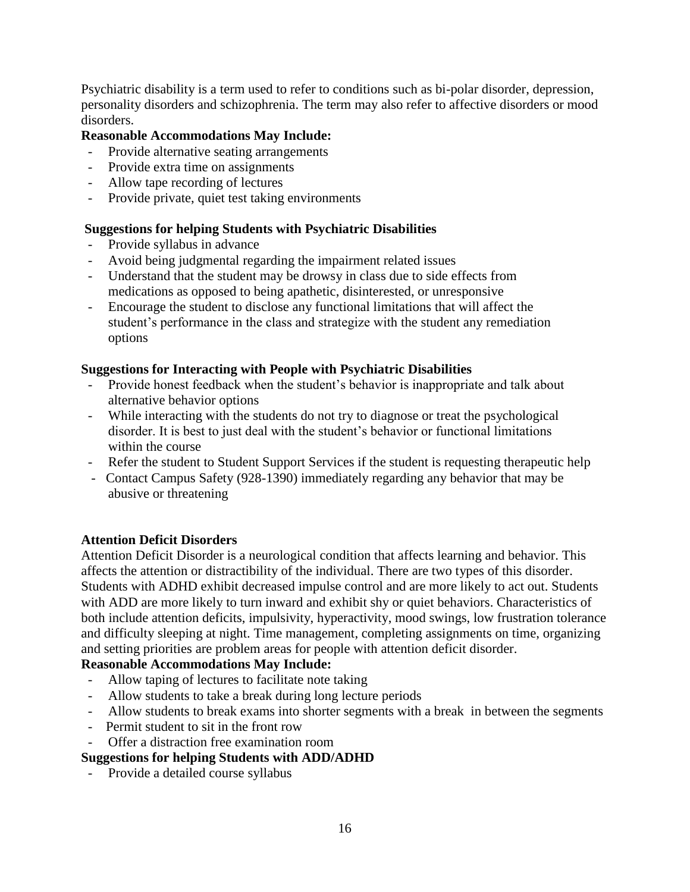Psychiatric disability is a term used to refer to conditions such as bi-polar disorder, depression, personality disorders and schizophrenia. The term may also refer to affective disorders or mood disorders.

**Reasonable Accommodations May Include:**

- Provide alternative seating arrangements
- Provide extra time on assignments
- Allow tape recording of lectures
- Provide private, quiet test taking environments

**Suggestions for helping Students with Psychiatric Disabilities**

- Provide syllabus in advance
- Avoid being judgmental regarding the impairment related issues
- Understand that the student may be drowsy in class due to side effects from medications as opposed to being apathetic, disinterested, or unresponsive
- Encourage the student to disclose any functional limitations that will affect the student's performance in the class and strategize with the student any remediation options

**Suggestions for Interacting with People with Psychiatric Disabilities**

- Provide honest feedback when the student's behavior is inappropriate and talk about alternative behavior options
- While interacting with the students do not try to diagnose or treat the psychological disorder. It is best to just deal with the student's behavior or functional limitations within the course
- Refer the student to Student Support Services if the student is requesting therapeutic help
- Contact Campus Safety (928-1390) immediately regarding any behavior that may be abusive or threatening

**Attention Deficit Disorders**

Attention Deficit Disorder is a neurological condition that affects learning and behavior. This affects the attention or distractibility of the individual. There are two types of this disorder. Students with ADHD exhibit decreased impulse control and are more likely to act out. Students with ADD are more likely to turn inward and exhibit shy or quiet behaviors. Characteristics of both include attention deficits, impulsivity, hyperactivity, mood swings, low frustration tolerance and difficulty sleeping at night. Time management, completing assignments on time, organizing and setting priorities are problem areas for people with attention deficit disorder.

**Reasonable Accommodations May Include:**

- Allow taping of lectures to facilitate note taking
- Allow students to take a break during long lecture periods
- Allow students to break exams into shorter segments with a break in between the segments
- Permit student to sit in the front row
- Offer a distraction free examination room

**Suggestions for helping Students with ADD/ADHD**

- Provide a detailed course syllabus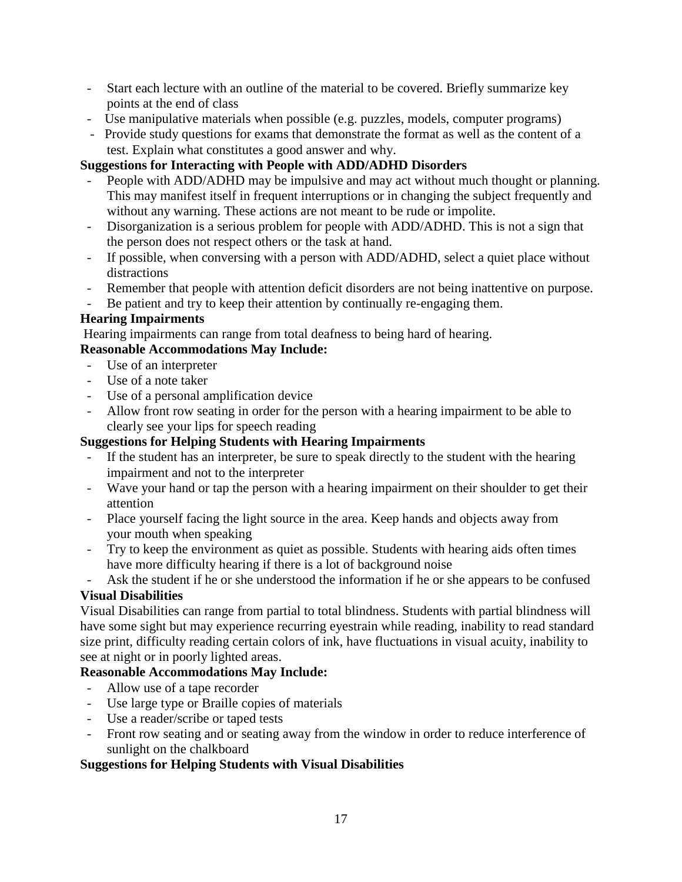- Start each lecture with an outline of the material to be covered. Briefly summarize key points at the end of class
- Use manipulative materials when possible (e.g. puzzles, models, computer programs)
- Provide study questions for exams that demonstrate the format as well as the content of a test. Explain what constitutes a good answer and why.

**Suggestions for Interacting with People with ADD/ADHD Disorders**

- People with ADD/ADHD may be impulsive and may act without much thought or planning. This may manifest itself in frequent interruptions or in changing the subject frequently and without any warning. These actions are not meant to be rude or impolite.
- Disorganization is a serious problem for people with ADD/ADHD. This is not a sign that the person does not respect others or the task at hand.
- If possible, when conversing with a person with ADD/ADHD, select a quiet place without distractions
- Remember that people with attention deficit disorders are not being inattentive on purpose.
- Be patient and try to keep their attention by continually re-engaging them.

**Hearing Impairments**

Hearing impairments can range from total deafness to being hard of hearing.

**Reasonable Accommodations May Include:**

- Use of an interpreter
- Use of a note taker
- Use of a personal amplification device
- Allow front row seating in order for the person with a hearing impairment to be able to clearly see your lips for speech reading

**Suggestions for Helping Students with Hearing Impairments**

- If the student has an interpreter, be sure to speak directly to the student with the hearing impairment and not to the interpreter
- Wave your hand or tap the person with a hearing impairment on their shoulder to get their attention
- Place yourself facing the light source in the area. Keep hands and objects away from your mouth when speaking
- Try to keep the environment as quiet as possible. Students with hearing aids often times have more difficulty hearing if there is a lot of background noise
- Ask the student if he or she understood the information if he or she appears to be confused

**Visual Disabilities**

Visual Disabilities can range from partial to total blindness. Students with partial blindness will have some sight but may experience recurring eyestrain while reading, inability to read standard size print, difficulty reading certain colors of ink, have fluctuations in visual acuity, inability to see at night or in poorly lighted areas.

**Reasonable Accommodations May Include:**

- Allow use of a tape recorder
- Use large type or Braille copies of materials
- Use a reader/scribe or taped tests
- Front row seating and or seating away from the window in order to reduce interference of sunlight on the chalkboard

**Suggestions for Helping Students with Visual Disabilities**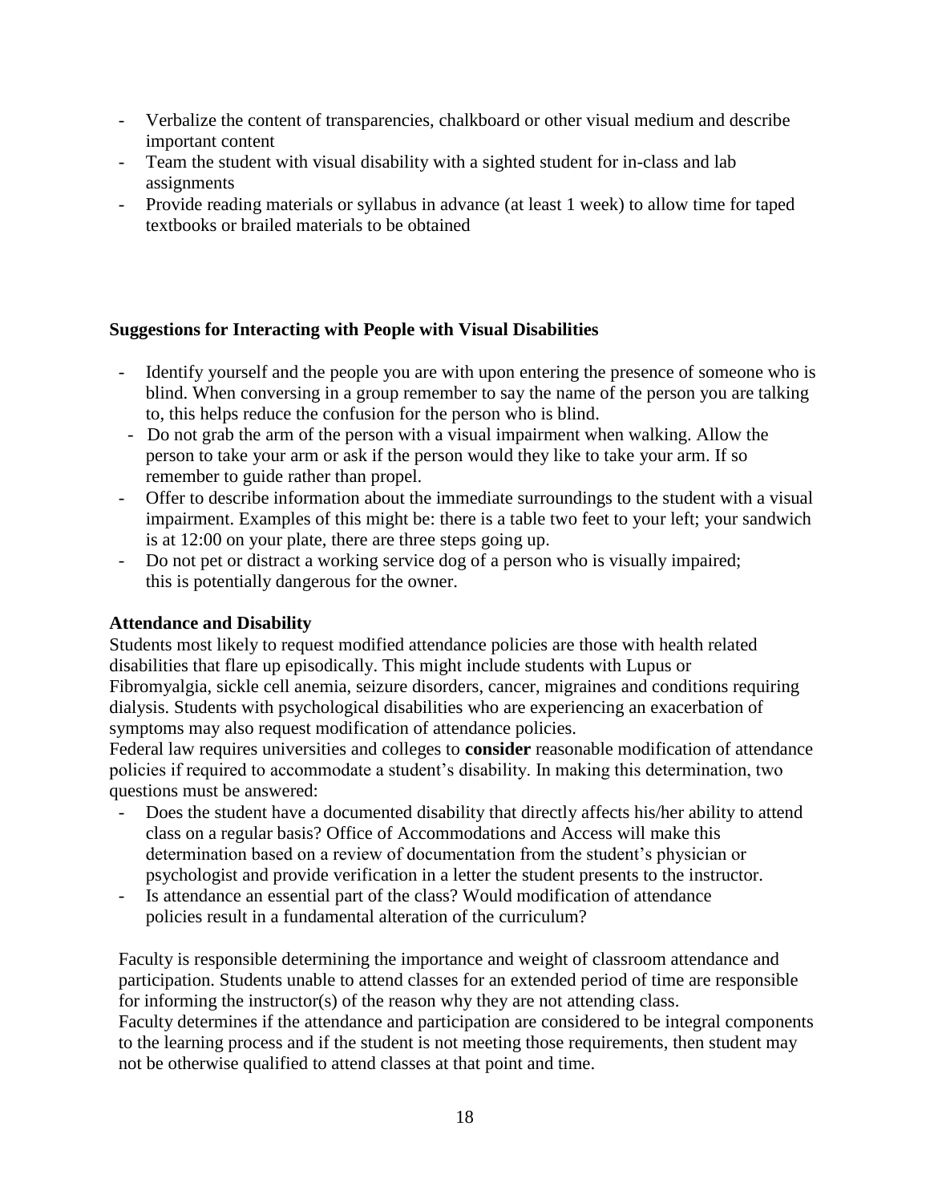- Verbalize the content of transparencies, chalkboard or other visual medium and describe important content
- Team the student with visual disability with a sighted student for in-class and lab assignments
- Provide reading materials or syllabus in advance (at least 1 week) to allow time for taped textbooks or brailed materials to be obtained

**Suggestions for Interacting with People with Visual Disabilities**

- Identify yourself and the people you are with upon entering the presence of someone who is blind. When conversing in a group remember to say the name of the person you are talking to, this helps reduce the confusion for the person who is blind.
- Do not grab the arm of the person with a visual impairment when walking. Allow the person to take your arm or ask if the person would they like to take your arm. If so remember to guide rather than propel.
- Offer to describe information about the immediate surroundings to the student with a visual impairment. Examples of this might be: there is a table two feet to your left; your sandwich is at 12:00 on your plate, there are three steps going up.
- Do not pet or distract a working service dog of a person who is visually impaired; this is potentially dangerous for the owner.

**Attendance and Disability**

Students most likely to request modified attendance policies are those with health related disabilities that flare up episodically. This might include students with Lupus or Fibromyalgia, sickle cell anemia, seizure disorders, cancer, migraines and conditions requiring dialysis. Students with psychological disabilities who are experiencing an exacerbation of symptoms may also request modification of attendance policies.

Federal law requires universities and colleges to **consider** reasonable modification of attendance policies if required to accommodate a student's disability. In making this determination, two questions must be answered:

- Does the student have a documented disability that directly affects his/her ability to attend class on a regular basis? Office of Accommodations and Access will make this determination based on a review of documentation from the student's physician or psychologist and provide verification in a letter the student presents to the instructor.
- Is attendance an essential part of the class? Would modification of attendance policies result in a fundamental alteration of the curriculum?

Faculty is responsible determining the importance and weight of classroom attendance and participation. Students unable to attend classes for an extended period of time are responsible for informing the instructor(s) of the reason why they are not attending class.

Faculty determines if the attendance and participation are considered to be integral components to the learning process and if the student is not meeting those requirements, then student may not be otherwise qualified to attend classes at that point and time.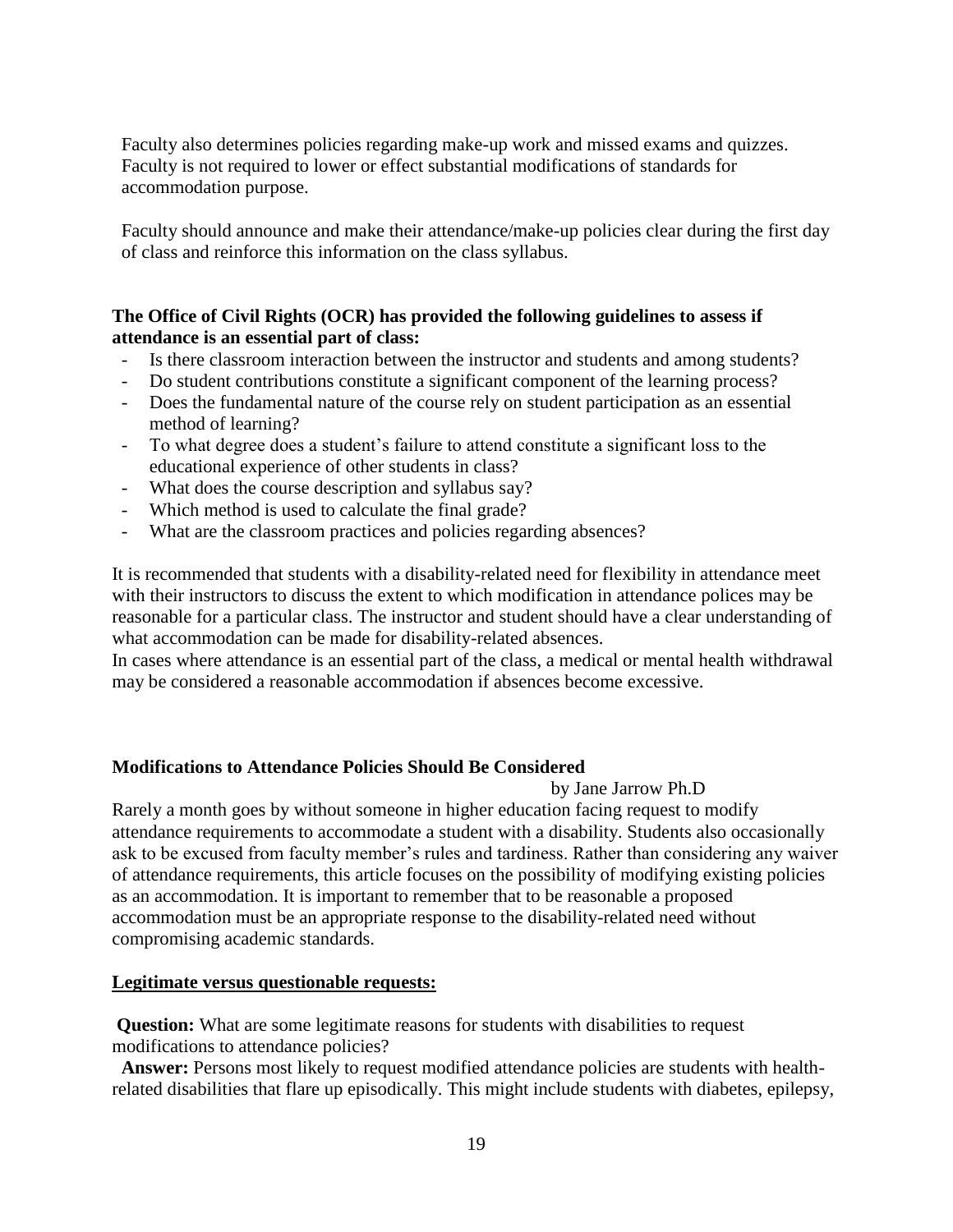Faculty also determines policies regarding make-up work and missed exams and quizzes. Faculty is not required to lower or effect substantial modifications of standards for accommodation purpose.

Faculty should announce and make their attendance/make-up policies clear during the first day of class and reinforce this information on the class syllabus.

**The Office of Civil Rights (OCR) has provided the following guidelines to assess if attendance is an essential part of class:**

- Is there classroom interaction between the instructor and students and among students?
- Do student contributions constitute a significant component of the learning process?
- Does the fundamental nature of the course rely on student participation as an essential method of learning?
- To what degree does a student's failure to attend constitute a significant loss to the educational experience of other students in class?
- What does the course description and syllabus say?
- Which method is used to calculate the final grade?
- What are the classroom practices and policies regarding absences?

It is recommended that students with a disability-related need for flexibility in attendance meet with their instructors to discuss the extent to which modification in attendance polices may be reasonable for a particular class. The instructor and student should have a clear understanding of what accommodation can be made for disability-related absences.
In cases where attendance is an essential part of the class, a medical or mental health withdrawal may be considered a reasonable accommodation if absences become excessive.

**Modifications to Attendance Policies Should Be Considered**

by Jane Jarrow Ph.D

Rarely a month goes by without someone in higher education facing request to modify attendance requirements to accommodate a student with a disability. Students also occasionally ask to be excused from faculty member's rules and tardiness. Rather than considering any waiver of attendance requirements, this article focuses on the possibility of modifying existing policies as an accommodation. It is important to remember that to be reasonable a proposed accommodation must be an appropriate response to the disability-related need without compromising academic standards.

**Legitimate versus questionable requests:**

**Question:** What are some legitimate reasons for students with disabilities to request modifications to attendance policies?

**Answer:** Persons most likely to request modified attendance policies are students with health-related disabilities that flare up episodically. This might include students with diabetes, epilepsy,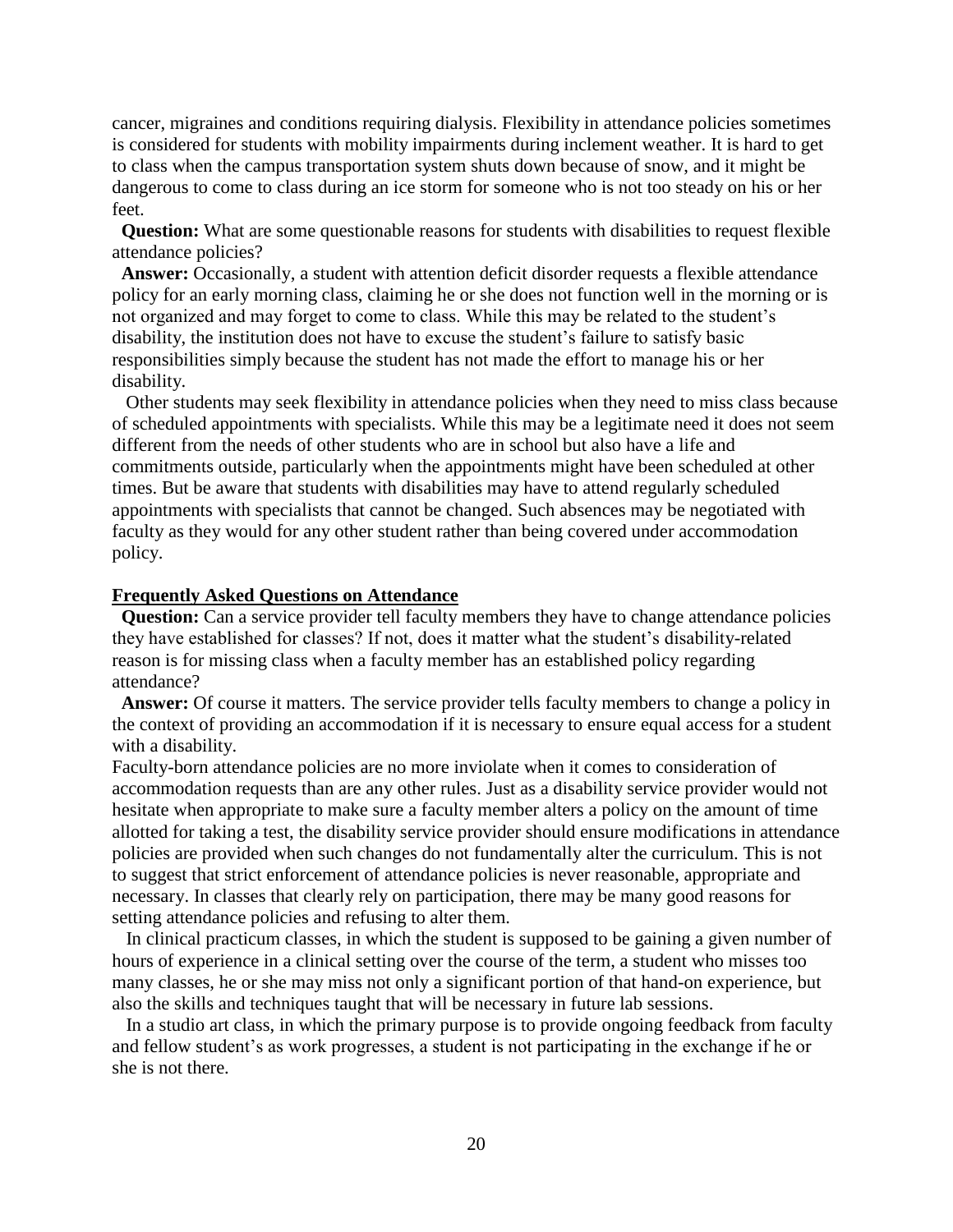cancer, migraines and conditions requiring dialysis. Flexibility in attendance policies sometimes is considered for students with mobility impairments during inclement weather. It is hard to get to class when the campus transportation system shuts down because of snow, and it might be dangerous to come to class during an ice storm for someone who is not too steady on his or her feet.

**Question:** What are some questionable reasons for students with disabilities to request flexible attendance policies?

**Answer:** Occasionally, a student with attention deficit disorder requests a flexible attendance policy for an early morning class, claiming he or she does not function well in the morning or is not organized and may forget to come to class. While this may be related to the student's disability, the institution does not have to excuse the student's failure to satisfy basic responsibilities simply because the student has not made the effort to manage his or her disability.

Other students may seek flexibility in attendance policies when they need to miss class because of scheduled appointments with specialists. While this may be a legitimate need it does not seem different from the needs of other students who are in school but also have a life and commitments outside, particularly when the appointments might have been scheduled at other times. But be aware that students with disabilities may have to attend regularly scheduled appointments with specialists that cannot be changed. Such absences may be negotiated with faculty as they would for any other student rather than being covered under accommodation policy.

**Frequently Asked Questions on Attendance**

**Question:** Can a service provider tell faculty members they have to change attendance policies they have established for classes? If not, does it matter what the student's disability-related reason is for missing class when a faculty member has an established policy regarding attendance?

**Answer:** Of course it matters. The service provider tells faculty members to change a policy in the context of providing an accommodation if it is necessary to ensure equal access for a student with a disability.

Faculty-born attendance policies are no more inviolate when it comes to consideration of accommodation requests than are any other rules. Just as a disability service provider would not hesitate when appropriate to make sure a faculty member alters a policy on the amount of time allotted for taking a test, the disability service provider should ensure modifications in attendance policies are provided when such changes do not fundamentally alter the curriculum. This is not to suggest that strict enforcement of attendance policies is never reasonable, appropriate and necessary. In classes that clearly rely on participation, there may be many good reasons for setting attendance policies and refusing to alter them.

In clinical practicum classes, in which the student is supposed to be gaining a given number of hours of experience in a clinical setting over the course of the term, a student who misses too many classes, he or she may miss not only a significant portion of that hand-on experience, but also the skills and techniques taught that will be necessary in future lab sessions.

In a studio art class, in which the primary purpose is to provide ongoing feedback from faculty and fellow student's as work progresses, a student is not participating in the exchange if he or she is not there.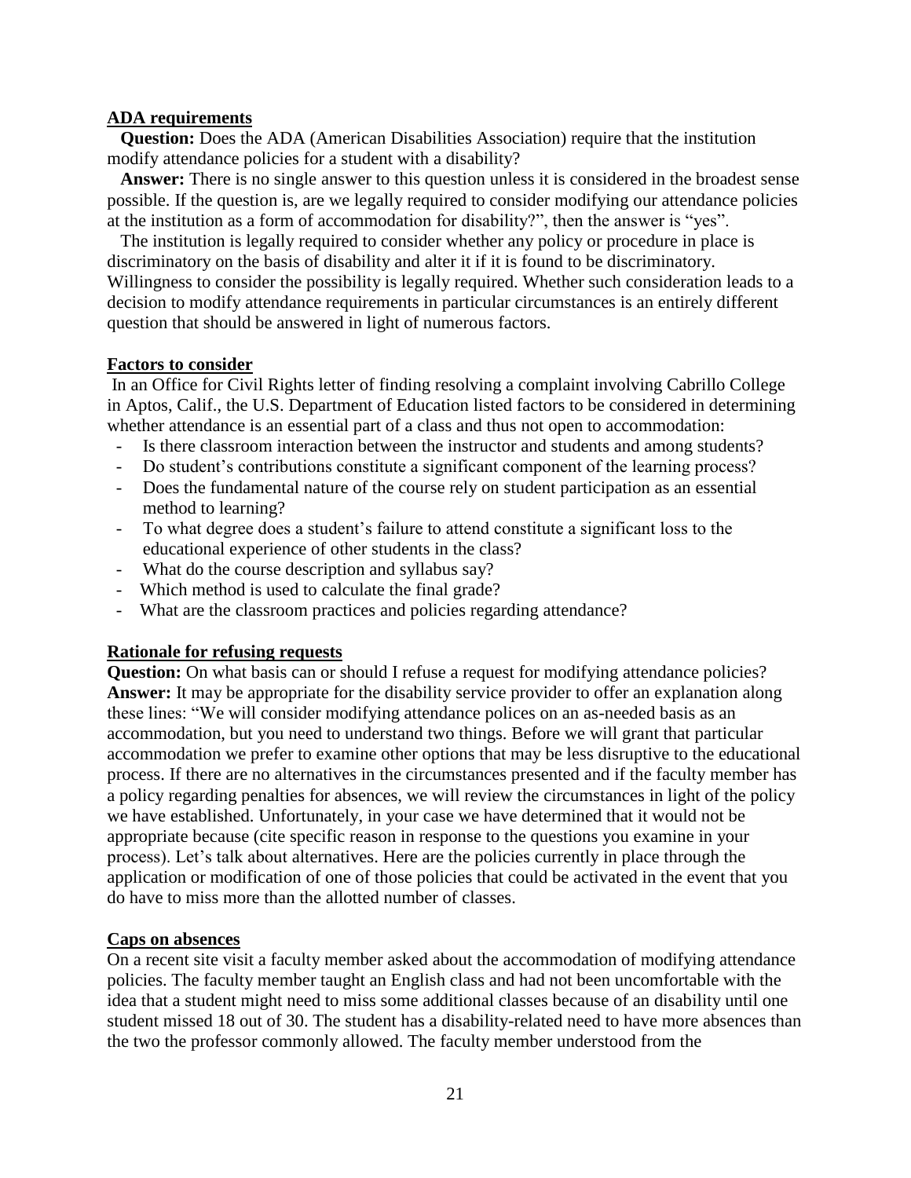## ADA requirements

**Question:** Does the ADA (American Disabilities Association) require that the institution modify attendance policies for a student with a disability?

**Answer:** There is no single answer to this question unless it is considered in the broadest sense possible. If the question is, are we legally required to consider modifying our attendance policies at the institution as a form of accommodation for disability?", then the answer is "yes".

The institution is legally required to consider whether any policy or procedure in place is discriminatory on the basis of disability and alter it if it is found to be discriminatory. Willingness to consider the possibility is legally required. Whether such consideration leads to a decision to modify attendance requirements in particular circumstances is an entirely different question that should be answered in light of numerous factors.

## Factors to consider

In an Office for Civil Rights letter of finding resolving a complaint involving Cabrillo College in Aptos, Calif., the U.S. Department of Education listed factors to be considered in determining whether attendance is an essential part of a class and thus not open to accommodation:

- Is there classroom interaction between the instructor and students and among students?
- Do student's contributions constitute a significant component of the learning process?
- Does the fundamental nature of the course rely on student participation as an essential method to learning?
- To what degree does a student's failure to attend constitute a significant loss to the educational experience of other students in the class?
- What do the course description and syllabus say?
- Which method is used to calculate the final grade?
- What are the classroom practices and policies regarding attendance?

## Rationale for refusing requests

**Question:** On what basis can or should I refuse a request for modifying attendance policies?
**Answer:** It may be appropriate for the disability service provider to offer an explanation along these lines: "We will consider modifying attendance polices on an as-needed basis as an accommodation, but you need to understand two things. Before we will grant that particular accommodation we prefer to examine other options that may be less disruptive to the educational process. If there are no alternatives in the circumstances presented and if the faculty member has a policy regarding penalties for absences, we will review the circumstances in light of the policy we have established. Unfortunately, in your case we have determined that it would not be appropriate because (cite specific reason in response to the questions you examine in your process). Let's talk about alternatives. Here are the policies currently in place through the application or modification of one of those policies that could be activated in the event that you do have to miss more than the allotted number of classes.

## Caps on absences

On a recent site visit a faculty member asked about the accommodation of modifying attendance policies. The faculty member taught an English class and had not been uncomfortable with the idea that a student might need to miss some additional classes because of an disability until one student missed 18 out of 30. The student has a disability-related need to have more absences than the two the professor commonly allowed. The faculty member understood from the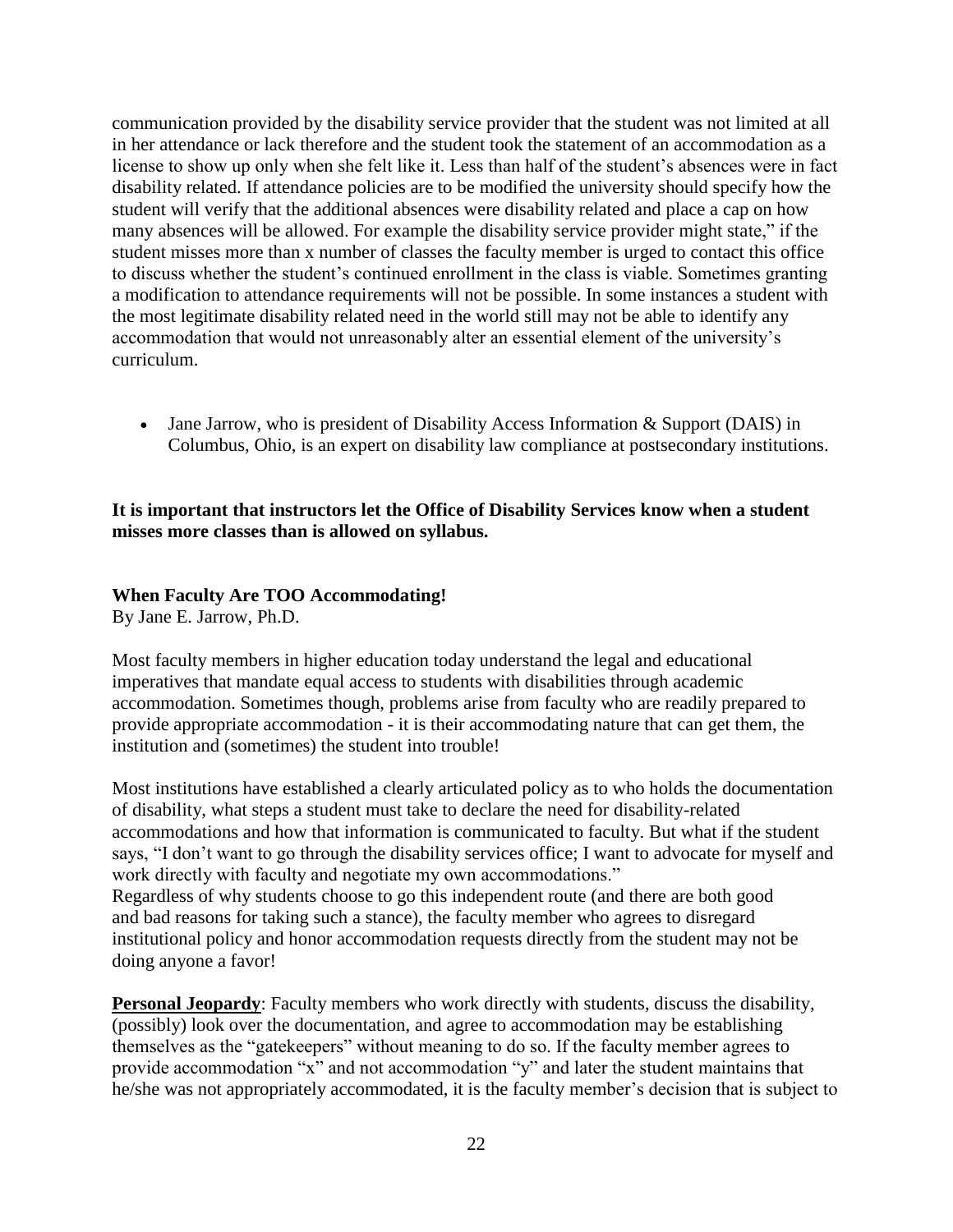communication provided by the disability service provider that the student was not limited at all in her attendance or lack therefore and the student took the statement of an accommodation as a license to show up only when she felt like it. Less than half of the student's absences were in fact disability related. If attendance policies are to be modified the university should specify how the student will verify that the additional absences were disability related and place a cap on how many absences will be allowed. For example the disability service provider might state," if the student misses more than x number of classes the faculty member is urged to contact this office to discuss whether the student's continued enrollment in the class is viable. Sometimes granting a modification to attendance requirements will not be possible. In some instances a student with the most legitimate disability related need in the world still may not be able to identify any accommodation that would not unreasonably alter an essential element of the university's curriculum.

- Jane Jarrow, who is president of Disability Access Information & Support (DAIS) in Columbus, Ohio, is an expert on disability law compliance at postsecondary institutions.

**It is important that instructors let the Office of Disability Services know when a student misses more classes than is allowed on syllabus.**

**When Faculty Are TOO Accommodating!**
By Jane E. Jarrow, Ph.D.

Most faculty members in higher education today understand the legal and educational imperatives that mandate equal access to students with disabilities through academic accommodation. Sometimes though, problems arise from faculty who are readily prepared to provide appropriate accommodation - it is their accommodating nature that can get them, the institution and (sometimes) the student into trouble!

Most institutions have established a clearly articulated policy as to who holds the documentation of disability, what steps a student must take to declare the need for disability-related accommodations and how that information is communicated to faculty. But what if the student says, "I don't want to go through the disability services office; I want to advocate for myself and work directly with faculty and negotiate my own accommodations."
Regardless of why students choose to go this independent route (and there are both good and bad reasons for taking such a stance), the faculty member who agrees to disregard institutional policy and honor accommodation requests directly from the student may not be doing anyone a favor!

**Personal Jeopardy**: Faculty members who work directly with students, discuss the disability, (possibly) look over the documentation, and agree to accommodation may be establishing themselves as the "gatekeepers" without meaning to do so. If the faculty member agrees to provide accommodation "x" and not accommodation "y" and later the student maintains that he/she was not appropriately accommodated, it is the faculty member's decision that is subject to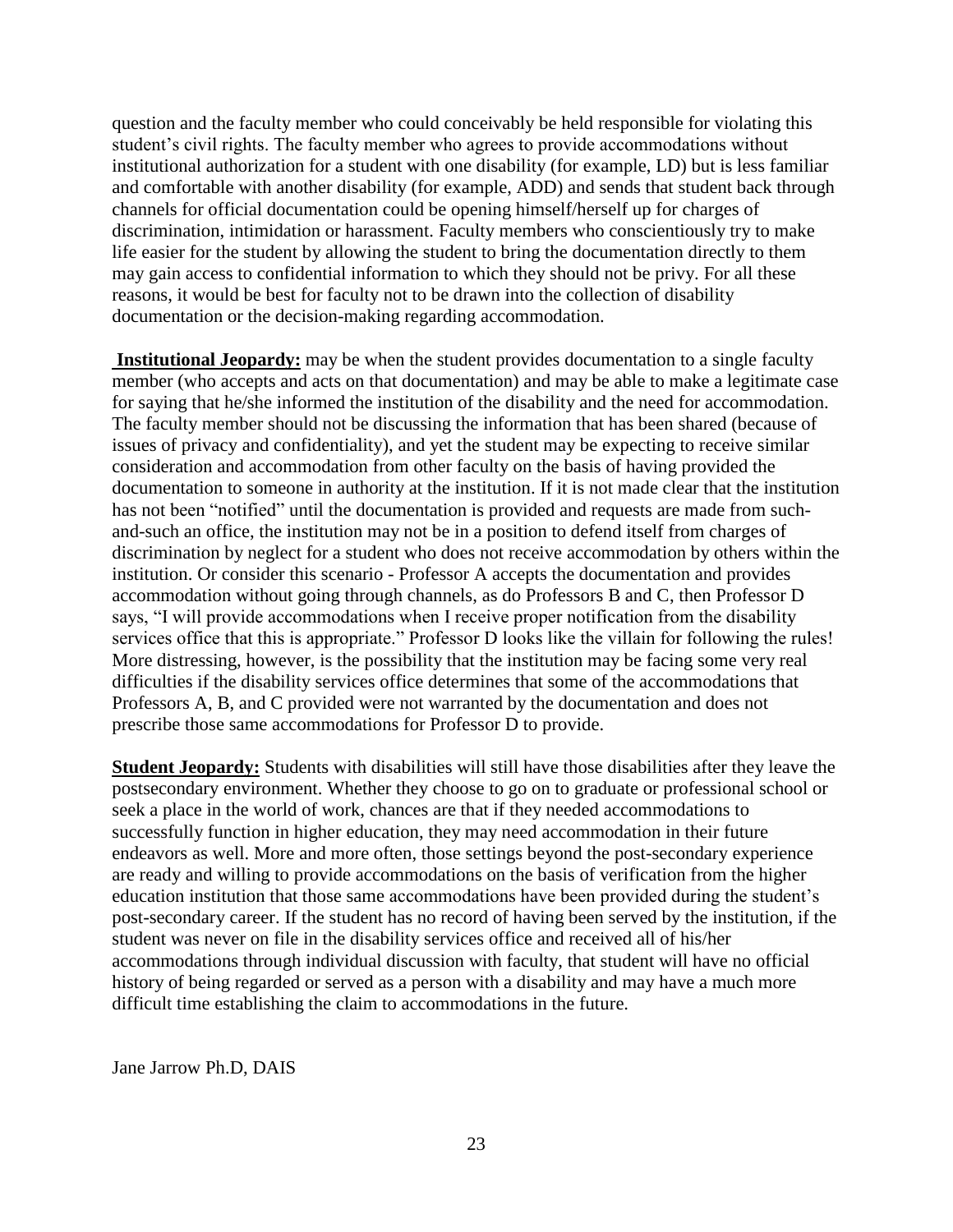question and the faculty member who could conceivably be held responsible for violating this student's civil rights. The faculty member who agrees to provide accommodations without institutional authorization for a student with one disability (for example, LD) but is less familiar and comfortable with another disability (for example, ADD) and sends that student back through channels for official documentation could be opening himself/herself up for charges of discrimination, intimidation or harassment. Faculty members who conscientiously try to make life easier for the student by allowing the student to bring the documentation directly to them may gain access to confidential information to which they should not be privy. For all these reasons, it would be best for faculty not to be drawn into the collection of disability documentation or the decision-making regarding accommodation.

**Institutional Jeopardy:** may be when the student provides documentation to a single faculty member (who accepts and acts on that documentation) and may be able to make a legitimate case for saying that he/she informed the institution of the disability and the need for accommodation. The faculty member should not be discussing the information that has been shared (because of issues of privacy and confidentiality), and yet the student may be expecting to receive similar consideration and accommodation from other faculty on the basis of having provided the documentation to someone in authority at the institution. If it is not made clear that the institution has not been "notified" until the documentation is provided and requests are made from such-and-such an office, the institution may not be in a position to defend itself from charges of discrimination by neglect for a student who does not receive accommodation by others within the institution. Or consider this scenario - Professor A accepts the documentation and provides accommodation without going through channels, as do Professors B and C, then Professor D says, "I will provide accommodations when I receive proper notification from the disability services office that this is appropriate." Professor D looks like the villain for following the rules! More distressing, however, is the possibility that the institution may be facing some very real difficulties if the disability services office determines that some of the accommodations that Professors A, B, and C provided were not warranted by the documentation and does not prescribe those same accommodations for Professor D to provide.

**Student Jeopardy:** Students with disabilities will still have those disabilities after they leave the postsecondary environment. Whether they choose to go on to graduate or professional school or seek a place in the world of work, chances are that if they needed accommodations to successfully function in higher education, they may need accommodation in their future endeavors as well. More and more often, those settings beyond the post-secondary experience are ready and willing to provide accommodations on the basis of verification from the higher education institution that those same accommodations have been provided during the student's post-secondary career. If the student has no record of having been served by the institution, if the student was never on file in the disability services office and received all of his/her accommodations through individual discussion with faculty, that student will have no official history of being regarded or served as a person with a disability and may have a much more difficult time establishing the claim to accommodations in the future.

Jane Jarrow Ph.D, DAIS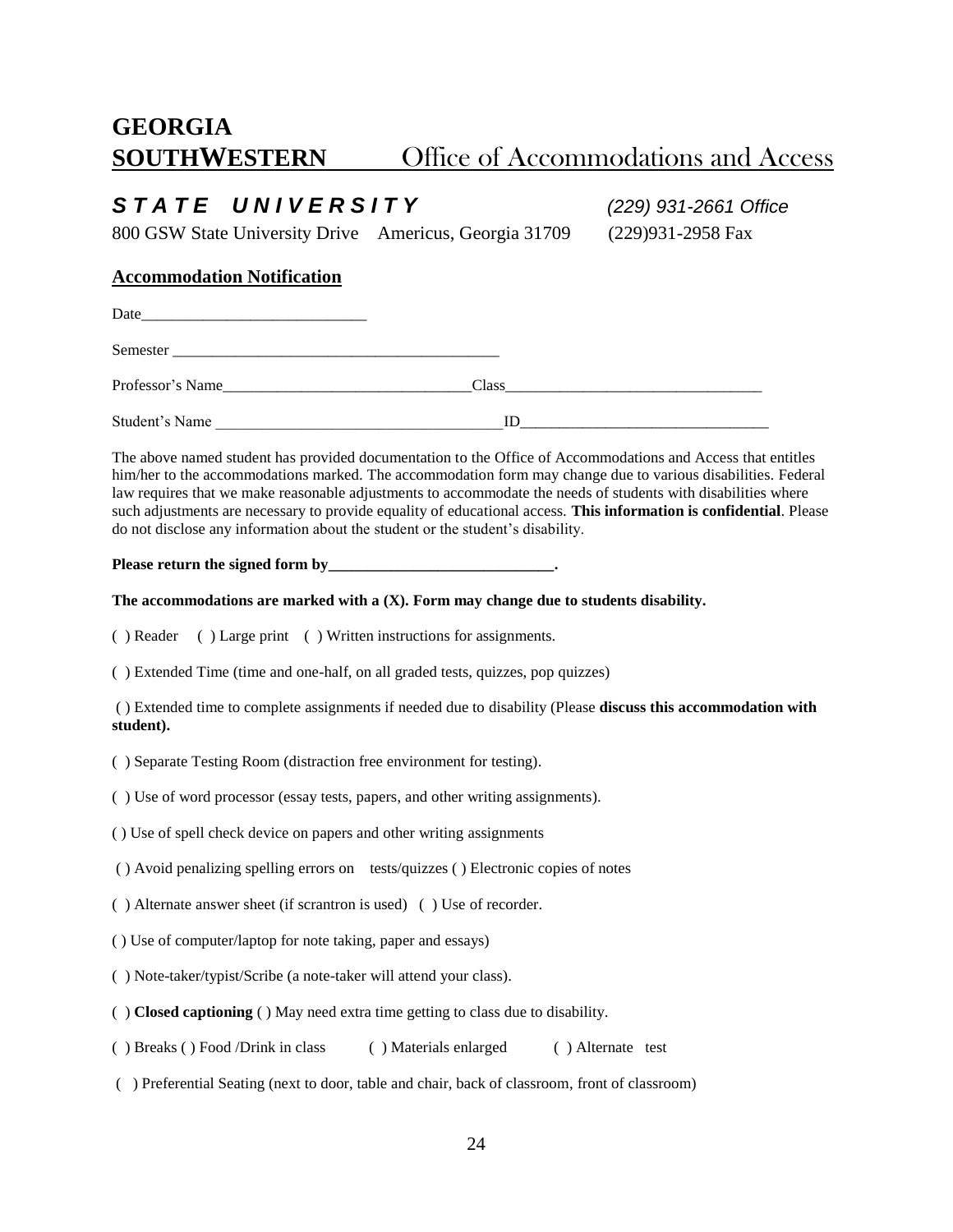# GEORGIA SOUTHWESTERN STATE UNIVERSITY

## Office of Accommodations and Access

800 GSW State University Drive Americus, Georgia 31709

*(229) 931-2661 Office*

(229)931-2958 Fax

## Accommodation Notification

Date_____________________________

Semester ___________________________________________

Professor's Name________________________________Class_________________________________

Student's Name _____________________________________ID________________________________

The above named student has provided documentation to the Office of Accommodations and Access that entitles him/her to the accommodations marked. The accommodation form may change due to various disabilities. Federal law requires that we make reasonable adjustments to accommodate the needs of students with disabilities where such adjustments are necessary to provide equality of educational access. **This information is confidential**. Please do not disclose any information about the student or the student's disability.

**Please return the signed form by_____________________________.**

**The accommodations are marked with a (X). Form may change due to students disability.**

( ) Reader ( ) Large print ( ) Written instructions for assignments.

( ) Extended Time (time and one-half, on all graded tests, quizzes, pop quizzes)

( ) Extended time to complete assignments if needed due to disability (Please **discuss this accommodation with student).**

( ) Separate Testing Room (distraction free environment for testing).

( ) Use of word processor (essay tests, papers, and other writing assignments).

( ) Use of spell check device on papers and other writing assignments

( ) Avoid penalizing spelling errors on tests/quizzes ( ) Electronic copies of notes

( ) Alternate answer sheet (if scantron is used) ( ) Use of recorder.

( ) Use of computer/laptop for note taking, paper and essays)

( ) Note-taker/typist/Scribe (a note-taker will attend your class).

( ) **Closed captioning** ( ) May need extra time getting to class due to disability.

( ) Breaks ( ) Food /Drink in class ( ) Materials enlarged ( ) Alternate test

( ) Preferential Seating (next to door, table and chair, back of classroom, front of classroom)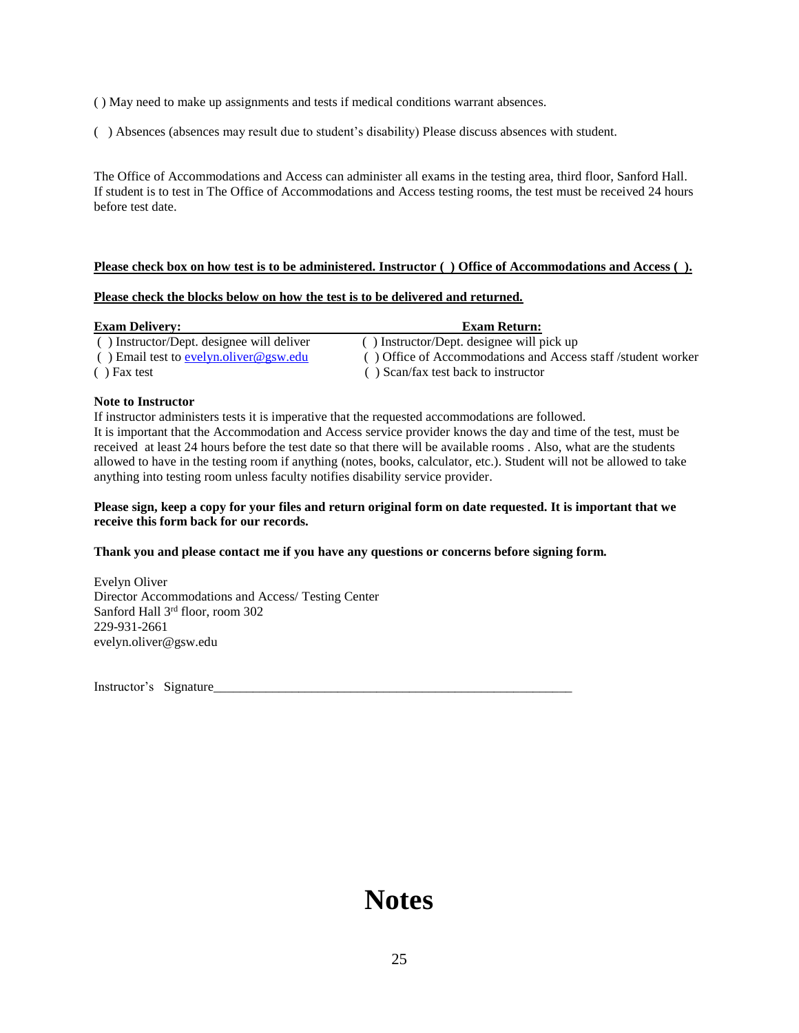( ) May need to make up assignments and tests if medical conditions warrant absences.

( ) Absences (absences may result due to student's disability) Please discuss absences with student.

The Office of Accommodations and Access can administer all exams in the testing area, third floor, Sanford Hall. If student is to test in The Office of Accommodations and Access testing rooms, the test must be received 24 hours before test date.

**Please check box on how test is to be administered. Instructor ( ) Office of Accommodations and Access ( ).**

**Please check the blocks below on how the test is to be delivered and returned.**

| **Exam Delivery:** | **Exam Return:** |
|---|---|
| ( ) Instructor/Dept. designee will deliver | ( ) Instructor/Dept. designee will pick up |
| ( ) Email test to evelyn.oliver@gsw.edu | ( ) Office of Accommodations and Access staff /student worker |
| ( ) Fax test | ( ) Scan/fax test back to instructor |

**Note to Instructor**

If instructor administers tests it is imperative that the requested accommodations are followed.
It is important that the Accommodation and Access service provider knows the day and time of the test, must be received at least 24 hours before the test date so that there will be available rooms . Also, what are the students allowed to have in the testing room if anything (notes, books, calculator, etc.). Student will not be allowed to take anything into testing room unless faculty notifies disability service provider.

**Please sign, keep a copy for your files and return original form on date requested. It is important that we receive this form back for our records.**

**Thank you and please contact me if you have any questions or concerns before signing form.**

Evelyn Oliver
Director Accommodations and Access/ Testing Center
Sanford Hall 3rd floor, room 302
229-931-2661
evelyn.oliver@gsw.edu

Instructor's Signature_______________________________________________________

# Notes